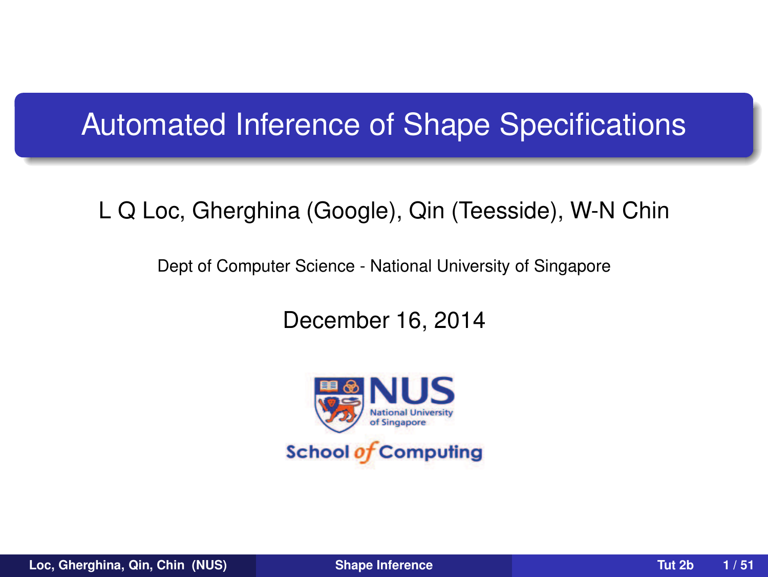# Automated Inference of Shape Specifications

L Q Loc, Gherghina (Google), Qin (Teesside), W-N Chin

Dept of Computer Science - National University of Singapore

December 16, 2014

NUS
National University of Singapore

School of Computing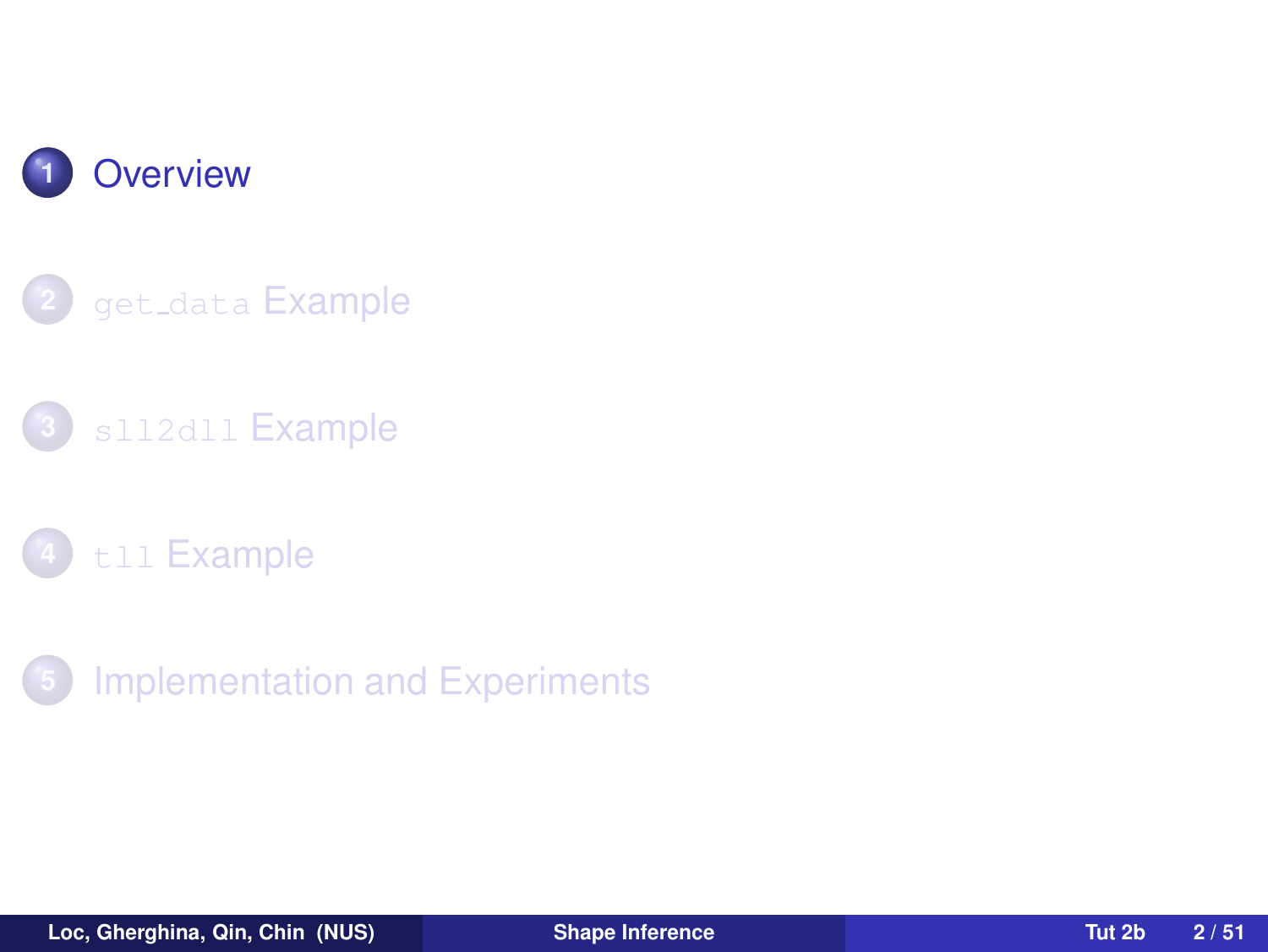1. Overview
2. `get_data` Example
3. `sll2dll` Example
4. `tll` Example
5. Implementation and Experiments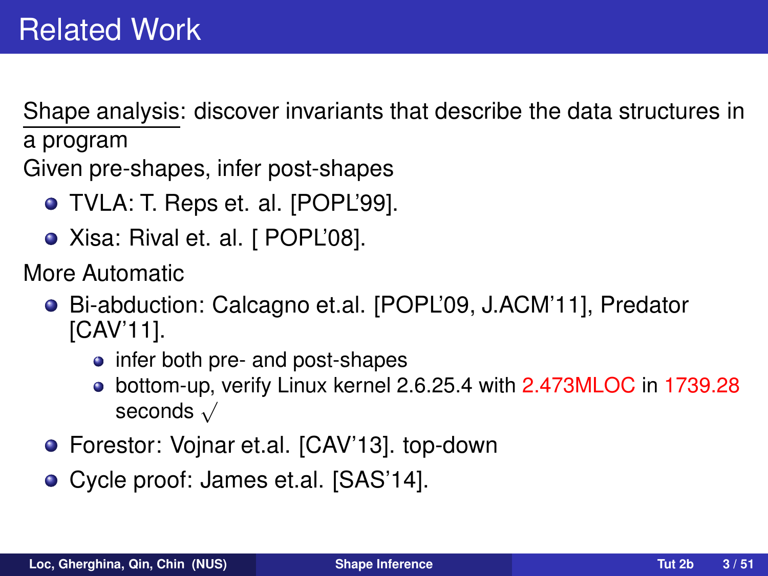# Related Work

Shape analysis: discover invariants that describe the data structures in a program

Given pre-shapes, infer post-shapes

- TVLA: T. Reps et. al. [POPL'99].
- Xisa: Rival et. al. [ POPL'08].

More Automatic

- Bi-abduction: Calcagno et.al. [POPL'09, J.ACM'11], Predator [CAV'11].
  - infer both pre- and post-shapes
  - bottom-up, verify Linux kernel 2.6.25.4 with 2.473MLOC in 1739.28 seconds $\surd$
- Forestor: Vojnar et.al. [CAV'13]. top-down
- Cycle proof: James et.al. [SAS'14].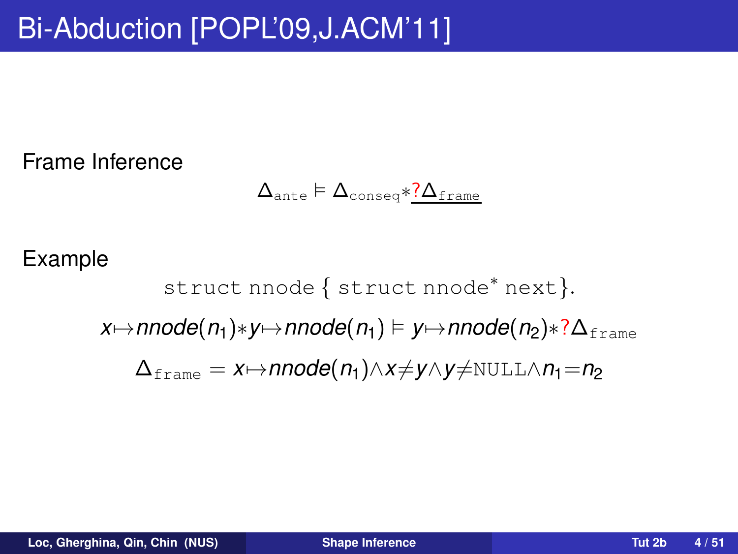# Bi-Abduction [POPL'09,J.ACM'11]

Frame Inference

$$\Delta_{\texttt{ante}} \models \Delta_{\texttt{conseq}} * \underline{?\Delta_{\texttt{frame}}}$$

Example

```
struct nnode { struct nnode* next}.
```

$$x {\mapsto} nnode(n_1) * y {\mapsto} nnode(n_1) \models y {\mapsto} nnode(n_2) * ?\Delta_{\texttt{frame}}$$

$$\Delta_{\texttt{frame}} = x {\mapsto} nnode(n_1) \wedge x {\neq} y \wedge y {\neq} \texttt{NULL} \wedge n_1 {=} n_2$$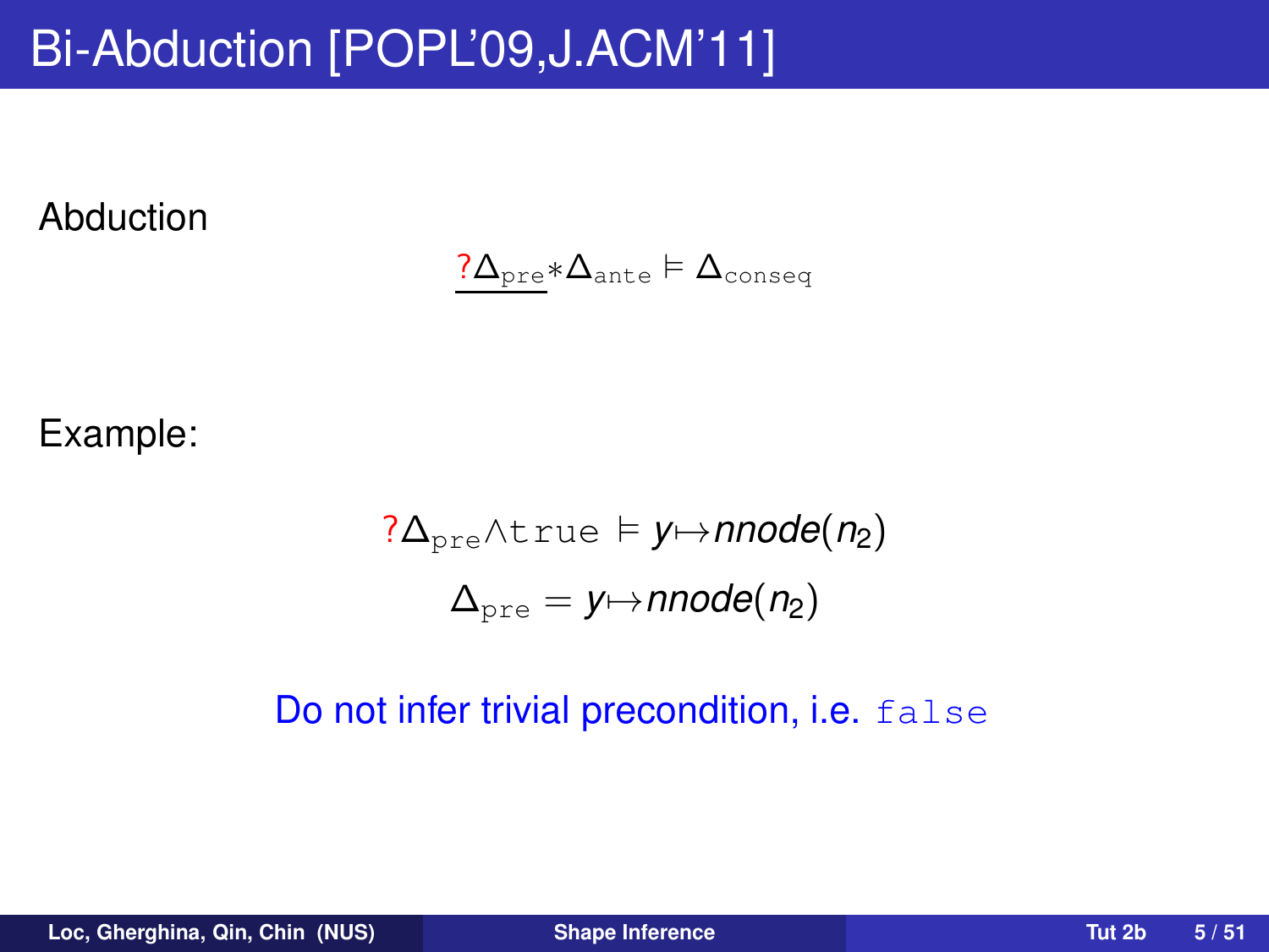# Bi-Abduction [POPL'09,J.ACM'11]

Abduction

$$\underline{?\Delta_{\texttt{pre}}} * \Delta_{\texttt{ante}} \models \Delta_{\texttt{conseq}}$$

Example:

$$?\Delta_{\texttt{pre}} \wedge \texttt{true} \models y \mapsto nnode(n_2)$$

$$\Delta_{\texttt{pre}} = y \mapsto nnode(n_2)$$

Do not infer trivial precondition, i.e. `false`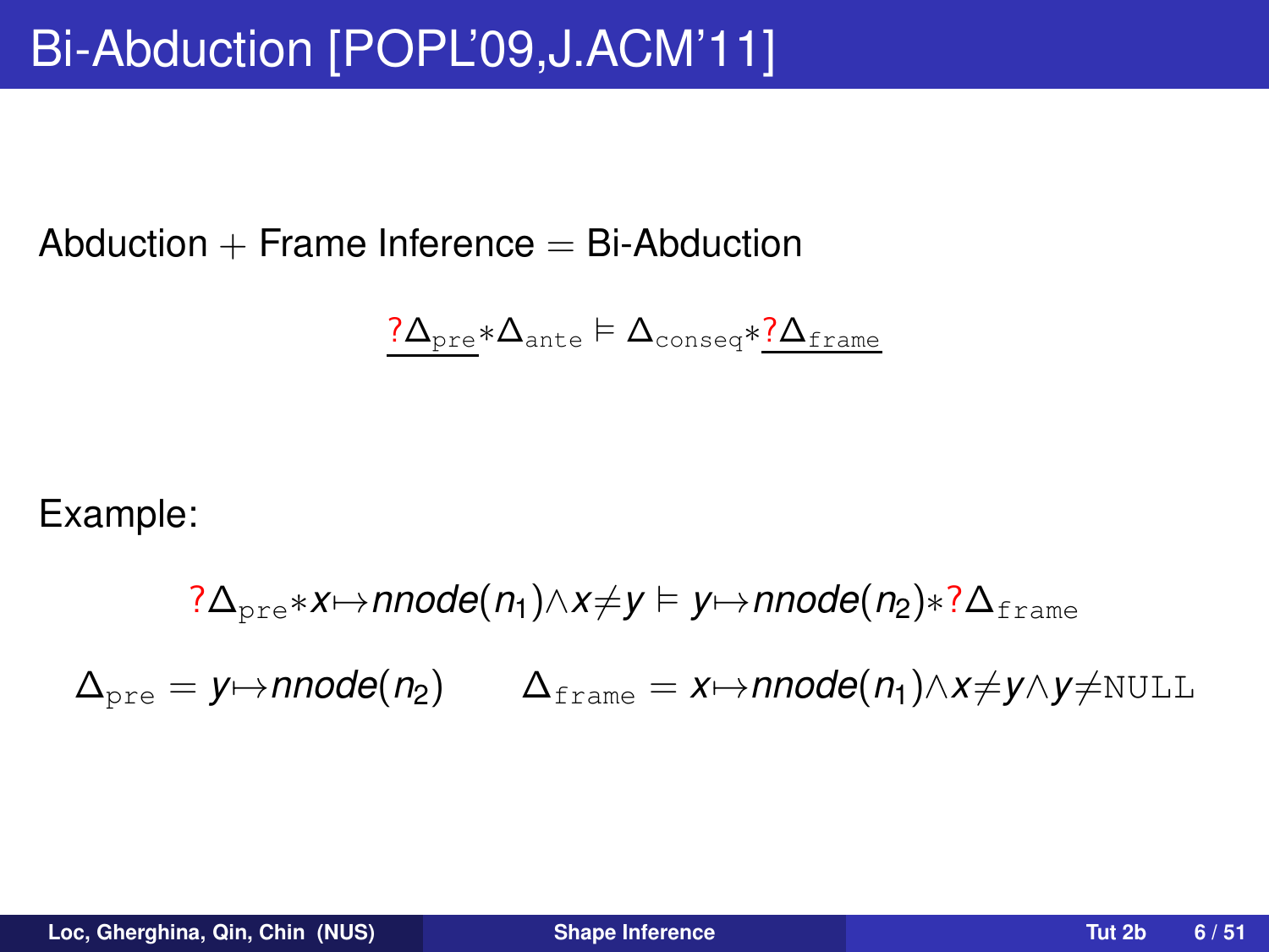# Bi-Abduction [POPL'09,J.ACM'11]

Abduction + Frame Inference = Bi-Abduction

$$\underline{?\Delta_{\texttt{pre}}} * \Delta_{\texttt{ante}} \models \Delta_{\texttt{conseq}} * \underline{?\Delta_{\texttt{frame}}}$$

Example:

$$?\Delta_{\texttt{pre}} * x \mapsto nnode(n_1) \wedge x \neq y \models y \mapsto nnode(n_2) * ?\Delta_{\texttt{frame}}$$

$$\Delta_{\texttt{pre}} = y \mapsto nnode(n_2) \qquad \Delta_{\texttt{frame}} = x \mapsto nnode(n_1) \wedge x \neq y \wedge y \neq \texttt{NULL}$$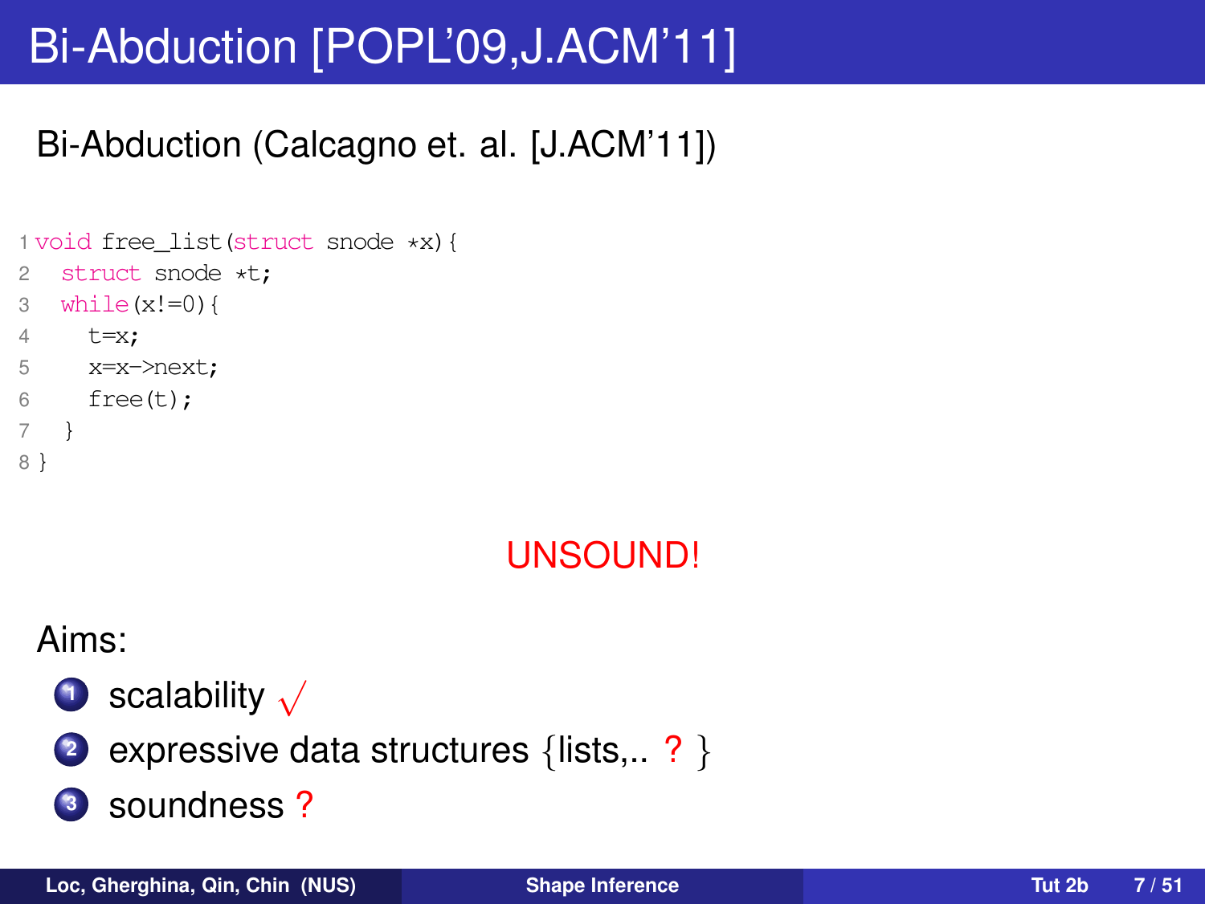# Bi-Abduction [POPL'09,J.ACM'11]

Bi-Abduction (Calcagno et. al. [J.ACM'11])

```
1 void free_list(struct snode *x){
2   struct snode *t;
3   while(x!=0){
4     t=x;
5     x=x->next;
6     free(t);
7   }
8 }
```

UNSOUND!

Aims:

1. scalability $\surd$
2. expressive data structures {lists,.. ? }
3. soundness ?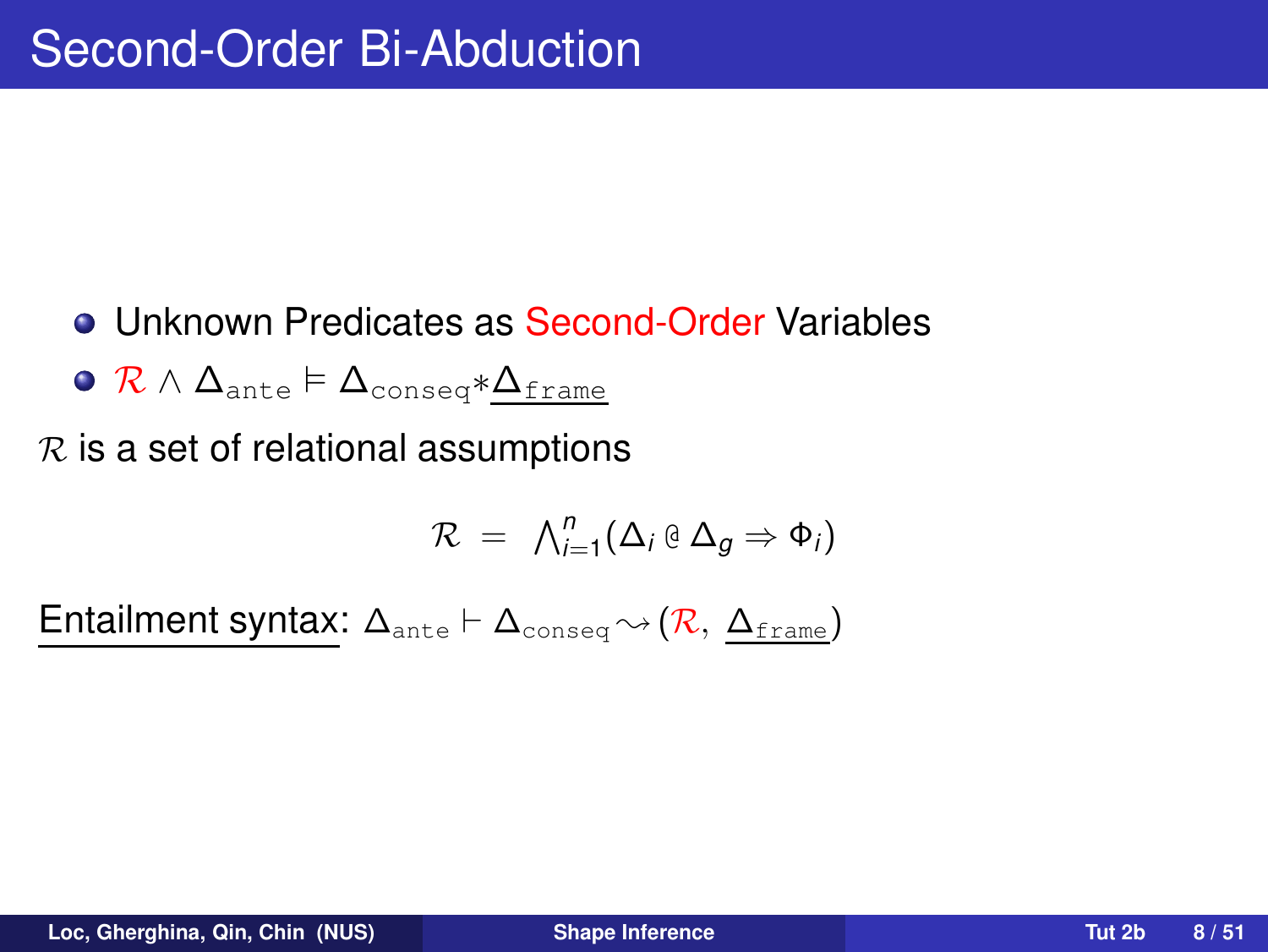# Second-Order Bi-Abduction

- Unknown Predicates as Second-Order Variables
- $\mathcal{R} \wedge \Delta_{\texttt{ante}} \models \Delta_{\texttt{conseq}} * \underline{\Delta_{\texttt{frame}}}$

$\mathcal{R}$ is a set of relational assumptions

$$\mathcal{R} \ = \ \bigwedge_{i=1}^{n} (\Delta_i \ @ \ \Delta_g \Rightarrow \Phi_i)$$

Entailment syntax: $\Delta_{\texttt{ante}} \vdash \Delta_{\texttt{conseq}} \rightsquigarrow (\mathcal{R},\ \underline{\Delta_{\texttt{frame}}})$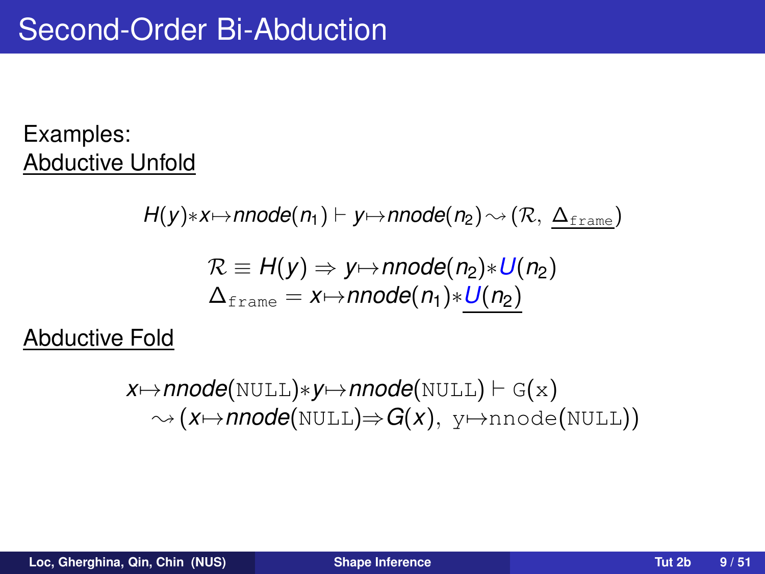# Second-Order Bi-Abduction

Examples:

<u>Abductive Unfold</u>

$$H(y)*x\mapsto nnode(n_1) \vdash y\mapsto nnode(n_2) \leadsto (\mathcal{R},\ \underline{\Delta_{\texttt{frame}}})$$

$$\mathcal{R} \equiv H(y) \Rightarrow y\mapsto nnode(n_2)*{\color{blue}U}(n_2)$$
$$\Delta_{\texttt{frame}} = x\mapsto nnode(n_1)*\underline{{\color{blue}U}(n_2)}$$

<u>Abductive Fold</u>

$$x\mapsto nnode(\texttt{NULL})*y\mapsto nnode(\texttt{NULL}) \vdash \texttt{G}(\texttt{x})$$
$$\leadsto (x\mapsto nnode(\texttt{NULL})\Rightarrow G(x),\ \texttt{y}\mapsto\texttt{nnode}(\texttt{NULL}))$$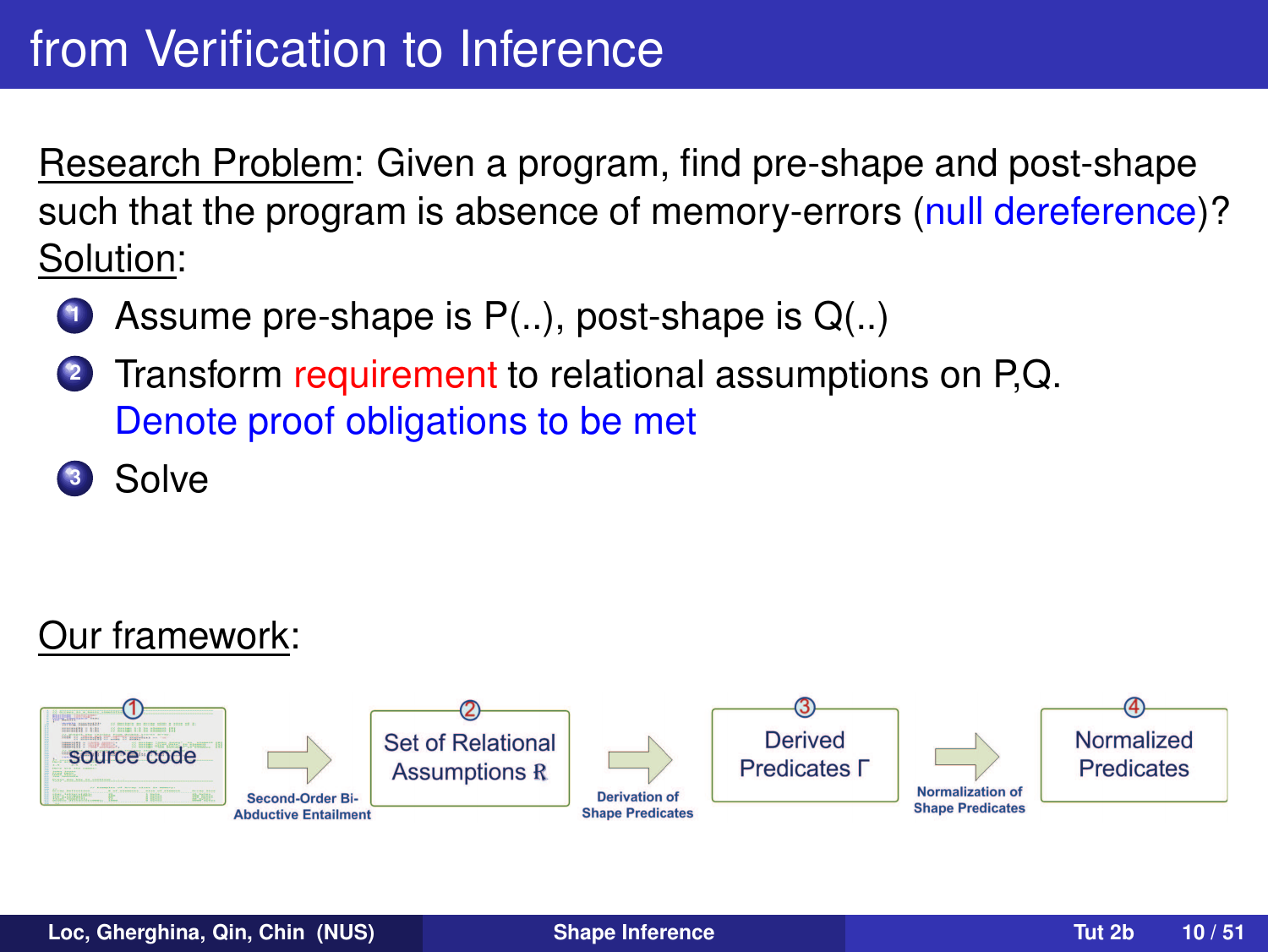# from Verification to Inference

Research Problem: Given a program, find pre-shape and post-shape such that the program is absence of memory-errors (null dereference)?

Solution:

1. Assume pre-shape is P(..), post-shape is Q(..)
2. Transform requirement to relational assumptions on P,Q. Denote proof obligations to be met
3. Solve

Our framework:

① source code → Second-Order Bi-Abductive Entailment → ② Set of Relational Assumptions $\mathcal{R}$ → Derivation of Shape Predicates → ③ Derived Predicates $\Gamma$ → Normalization of Shape Predicates → ④ Normalized Predicates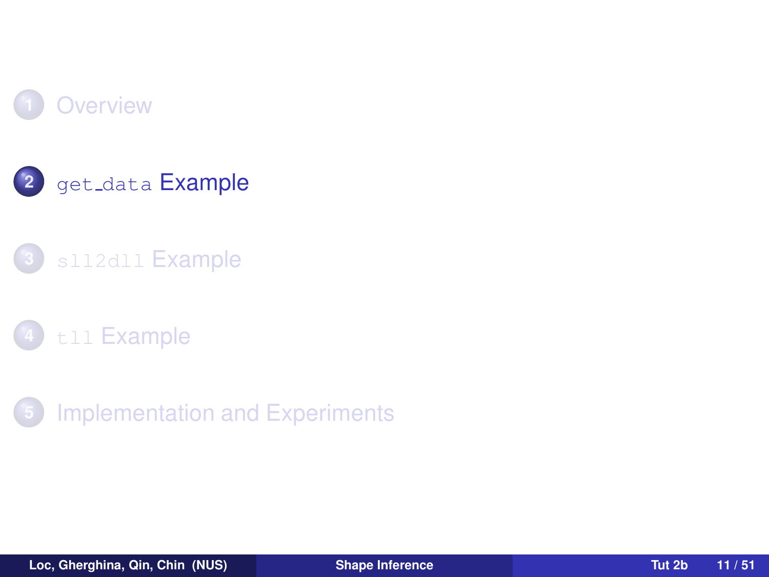1. Overview
2. `get_data` Example
3. `sll2dll` Example
4. `tll` Example
5. Implementation and Experiments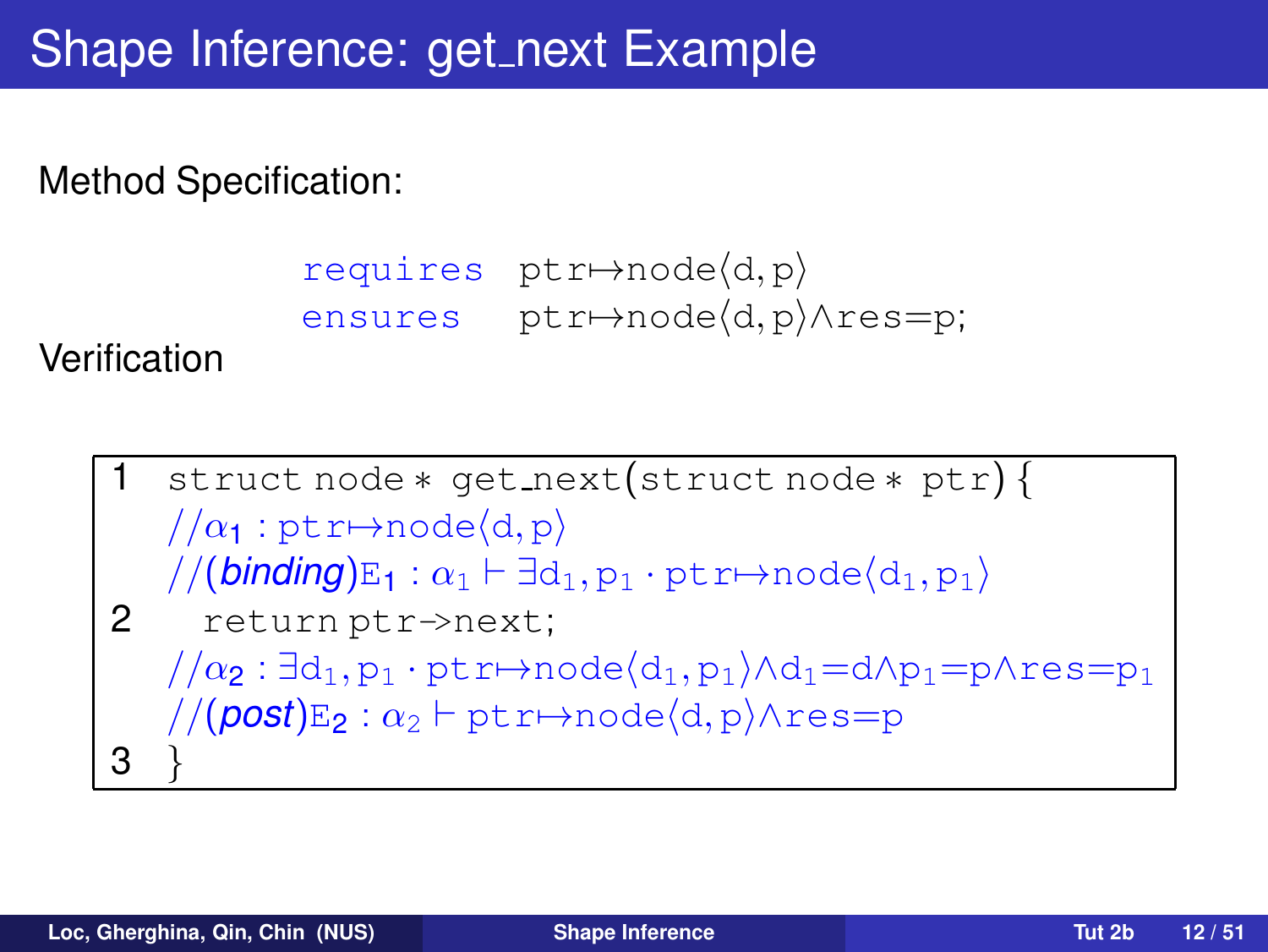# Shape Inference: get_next Example

Method Specification:

$$\texttt{requires}\ \ ptr \mapsto node\langle d, p\rangle$$
$$\texttt{ensures}\ \ ptr \mapsto node\langle d, p\rangle \wedge res = p;$$

Verification

```
1   struct node * get_next(struct node * ptr) {
    //α1 : ptr↦node⟨d,p⟩
    //(binding)E1 : α1 ⊢ ∃d1,p1 · ptr↦node⟨d1,p1⟩
2     return ptr->next;
    //α2 : ∃d1,p1 · ptr↦node⟨d1,p1⟩∧d1=d∧p1=p∧res=p1
    //(post)E2 : α2 ⊢ ptr↦node⟨d,p⟩∧res=p
3   }
```

- $\alpha_1 : ptr \mapsto node\langle d, p\rangle$
- (*binding*) $E_1 : \alpha_1 \vdash \exists d_1, p_1 \cdot ptr \mapsto node\langle d_1, p_1\rangle$
- $\alpha_2 : \exists d_1, p_1 \cdot ptr \mapsto node\langle d_1, p_1\rangle \wedge d_1 = d \wedge p_1 = p \wedge res = p_1$
- (*post*) $E_2 : \alpha_2 \vdash ptr \mapsto node\langle d, p\rangle \wedge res = p$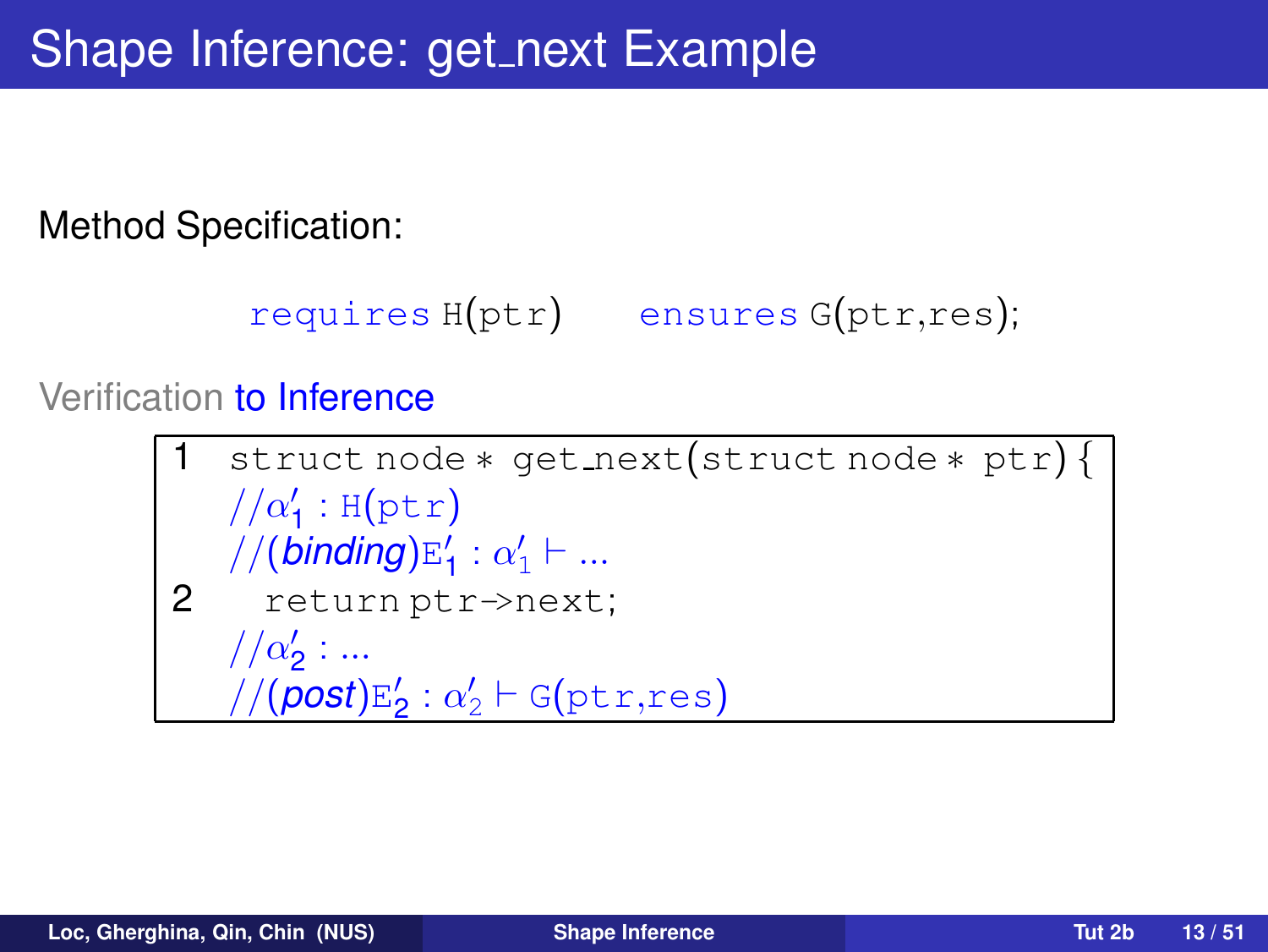# Shape Inference: get_next Example

Method Specification:

requires H(ptr)    ensures G(ptr,res);

Verification to Inference

```
1  struct node * get_next(struct node * ptr) {
   //α'_1 : H(ptr)
   //(binding)E'_1 : α'_1 ⊢ ...
2    return ptr->next;
   //α'_2 : ...
   //(post)E'_2 : α'_2 ⊢ G(ptr,res)
```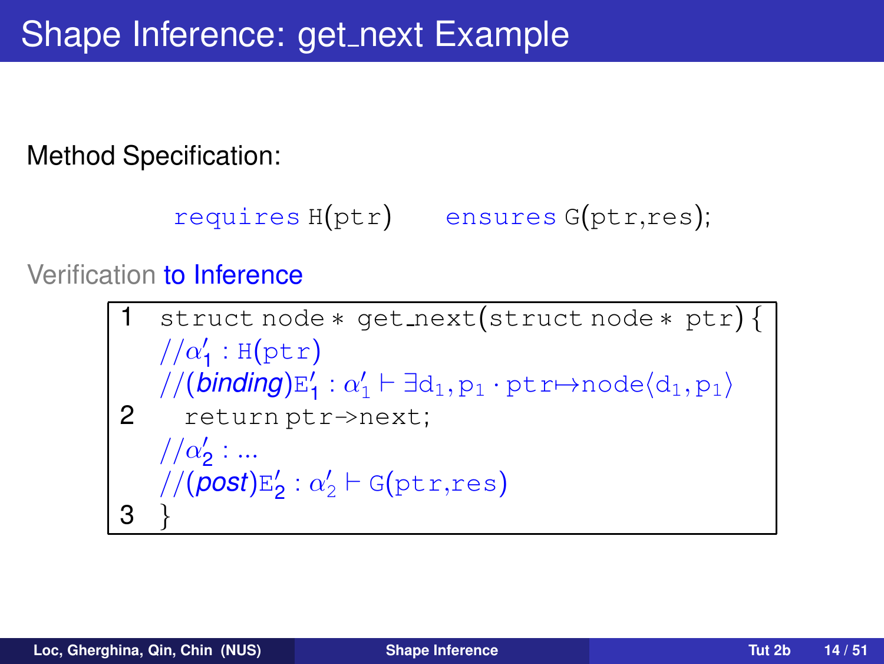# Shape Inference: get_next Example

Method Specification:

```
requires H(ptr)    ensures G(ptr,res);
```

Verification to Inference

```
1  struct node * get_next(struct node * ptr) {
   //α'1 : H(ptr)
   //(binding)E'1 : α'1 ⊢ ∃d1,p1 · ptr↦node⟨d1,p1⟩
2    return ptr->next;
   //α'2 : ...
   //(post)E'2 : α'2 ⊢ G(ptr,res)
3  }
```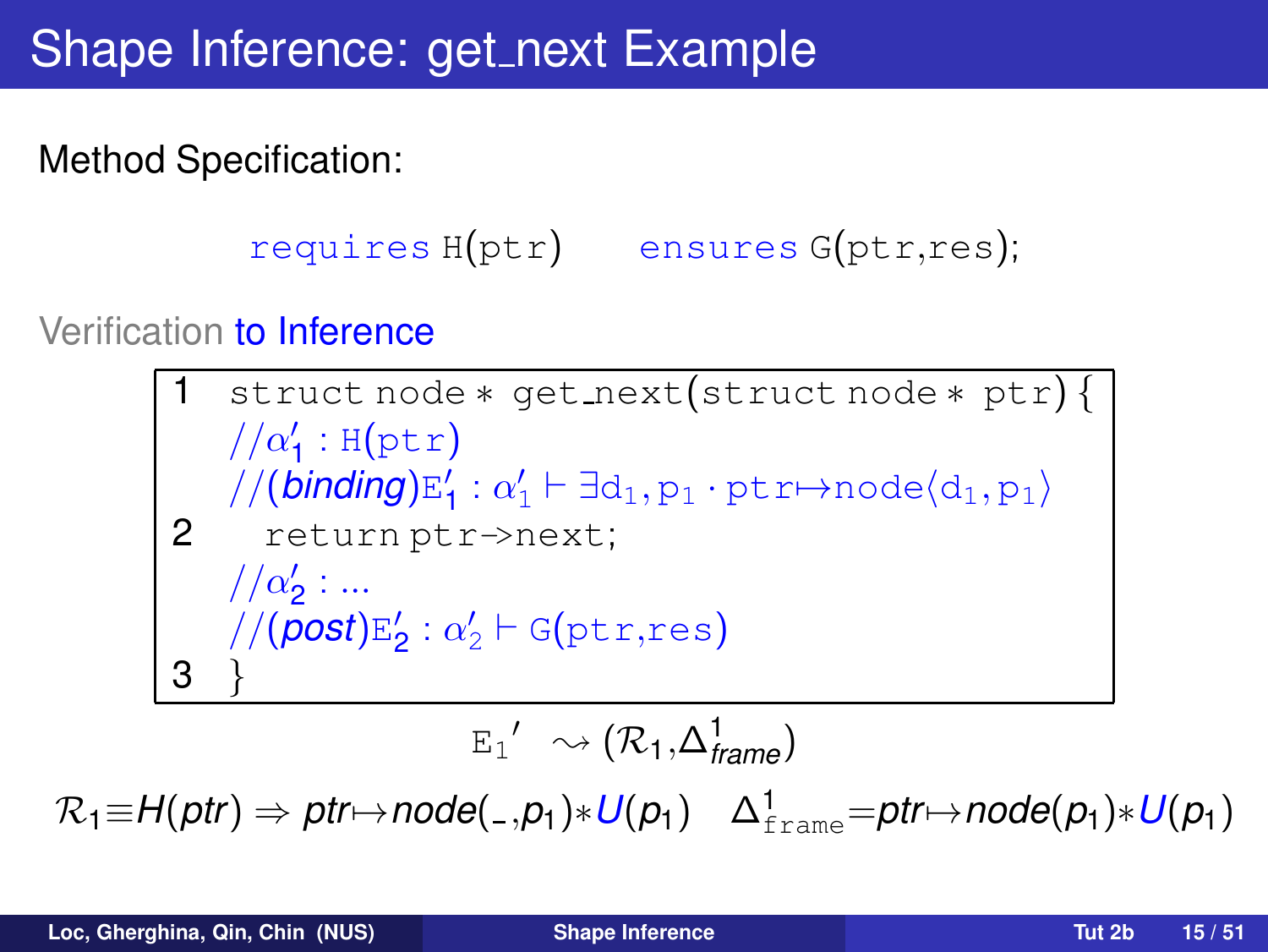# Shape Inference: get_next Example

Method Specification:

```
requires H(ptr)    ensures G(ptr,res);
```

Verification to Inference

```
1  struct node * get_next(struct node * ptr) {
   //α'_1 : H(ptr)
   //(binding)E'_1 : α'_1 ⊢ ∃d_1,p_1 · ptr↦node⟨d_1,p_1⟩
2    return ptr->next;
   //α'_2 : ...
   //(post)E'_2 : α'_2 ⊢ G(ptr,res)
3  }
```

$$\mathtt{E_1}' \rightsquigarrow (\mathcal{R}_1, \Delta^1_{frame})$$

$\mathcal{R}_1 \equiv H(ptr) \Rightarrow ptr \mapsto node(\_,p_1) * U(p_1) \quad \Delta^1_{\mathtt{frame}} = ptr \mapsto node(p_1) * U(p_1)$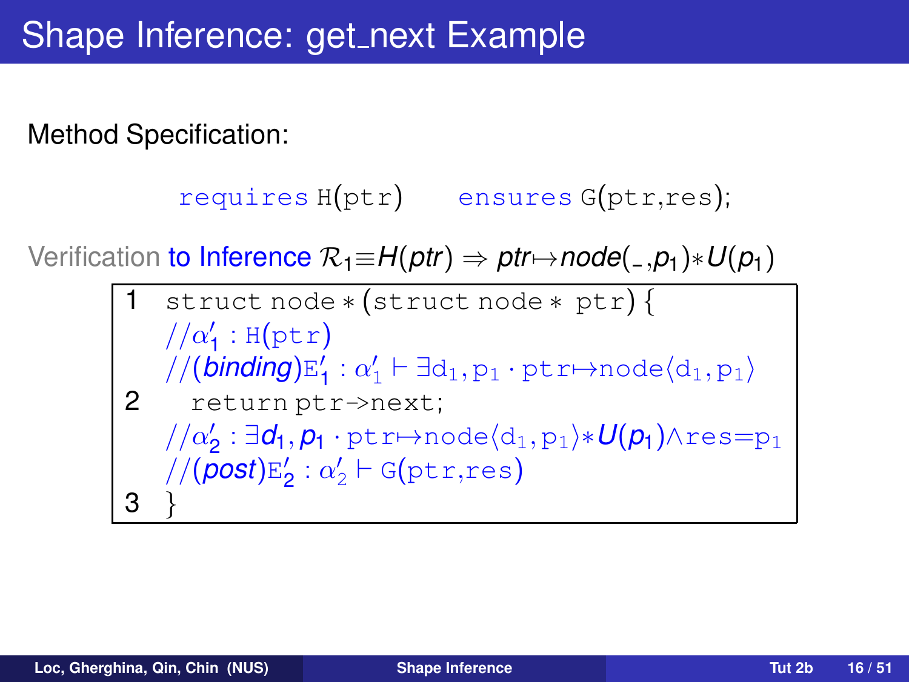# Shape Inference: get_next Example

Method Specification:

```
requires H(ptr)    ensures G(ptr,res);
```

Verification to Inference $\mathcal{R}_1 \equiv H(ptr) \Rightarrow ptr \mapsto node(\_,p_1) * U(p_1)$

```
1  struct node * (struct node * ptr) {
   //α'_1 : H(ptr)
   //(binding)E'_1 : α'_1 ⊢ ∃d_1,p_1 · ptr↦node⟨d_1,p_1⟩
2    return ptr->next;
   //α'_2 : ∃d_1,p_1 · ptr↦node⟨d_1,p_1⟩*U(p_1)∧res=p_1
   //(post)E'_2 : α'_2 ⊢ G(ptr,res)
3  }
```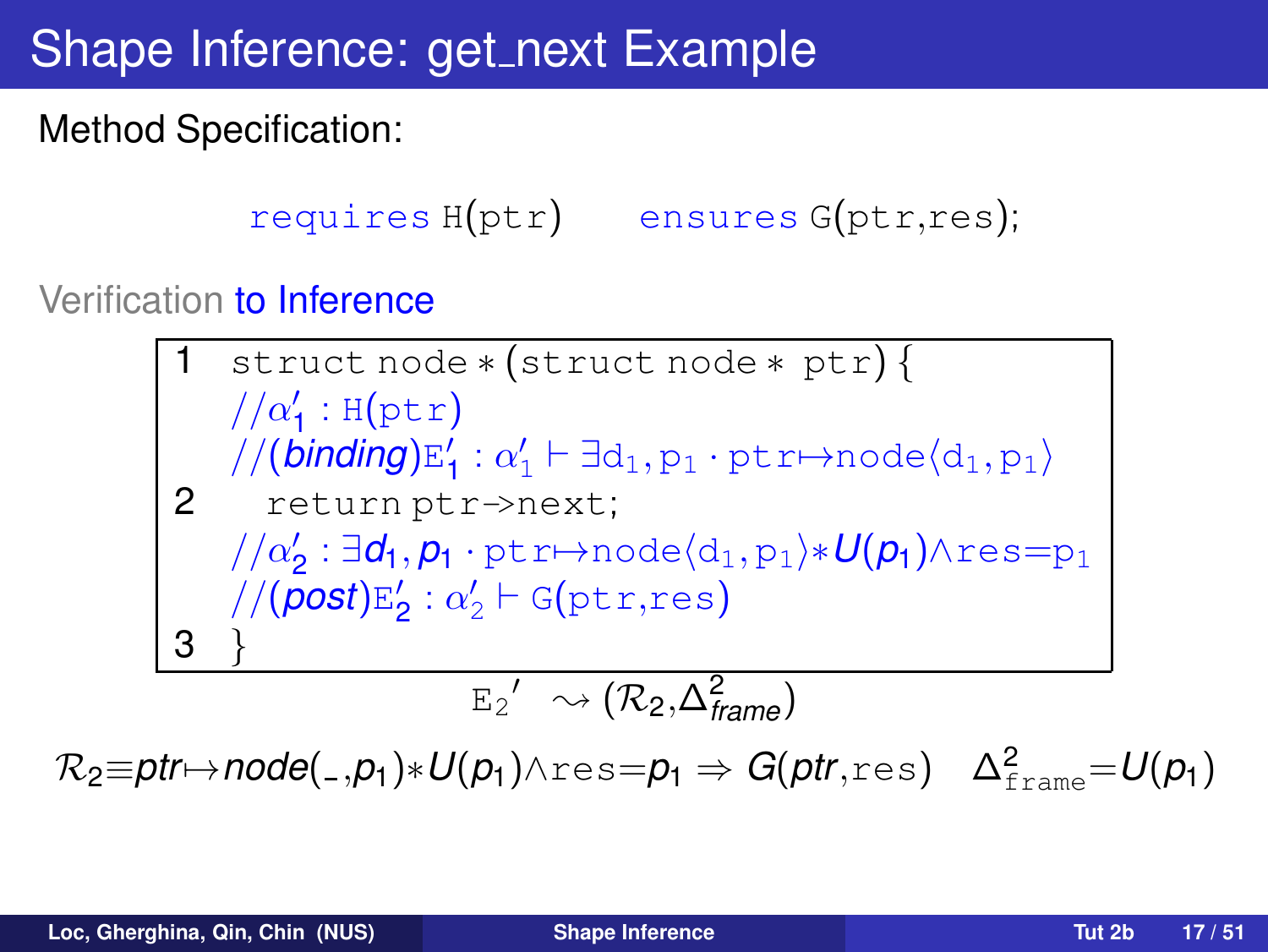# Shape Inference: get_next Example

Method Specification:

$$\texttt{requires}\ \mathtt{H}(\mathtt{ptr}) \quad \texttt{ensures}\ \mathtt{G}(\mathtt{ptr},\mathtt{res});$$

Verification to Inference

```
1  struct node * (struct node * ptr) {
   //α'_1 : H(ptr)
   //(binding)E'_1 : α'_1 ⊢ ∃d1,p1 · ptr↦node⟨d1,p1⟩
2    return ptr->next;
   //α'_2 : ∃d1,p1 · ptr↦node⟨d1,p1⟩*U(p1)∧res=p1
   //(post)E'_2 : α'_2 ⊢ G(ptr,res)
3  }
```

$$\mathtt{E_2}' \leadsto (\mathcal{R}_2, \Delta^2_{frame})$$

$\mathcal{R}_2 \equiv ptr \mapsto node(\_, p_1) * U(p_1) \wedge \mathtt{res}{=}p_1 \Rightarrow G(ptr, \mathtt{res}) \quad \Delta^2_{\mathtt{frame}} {=} U(p_1)$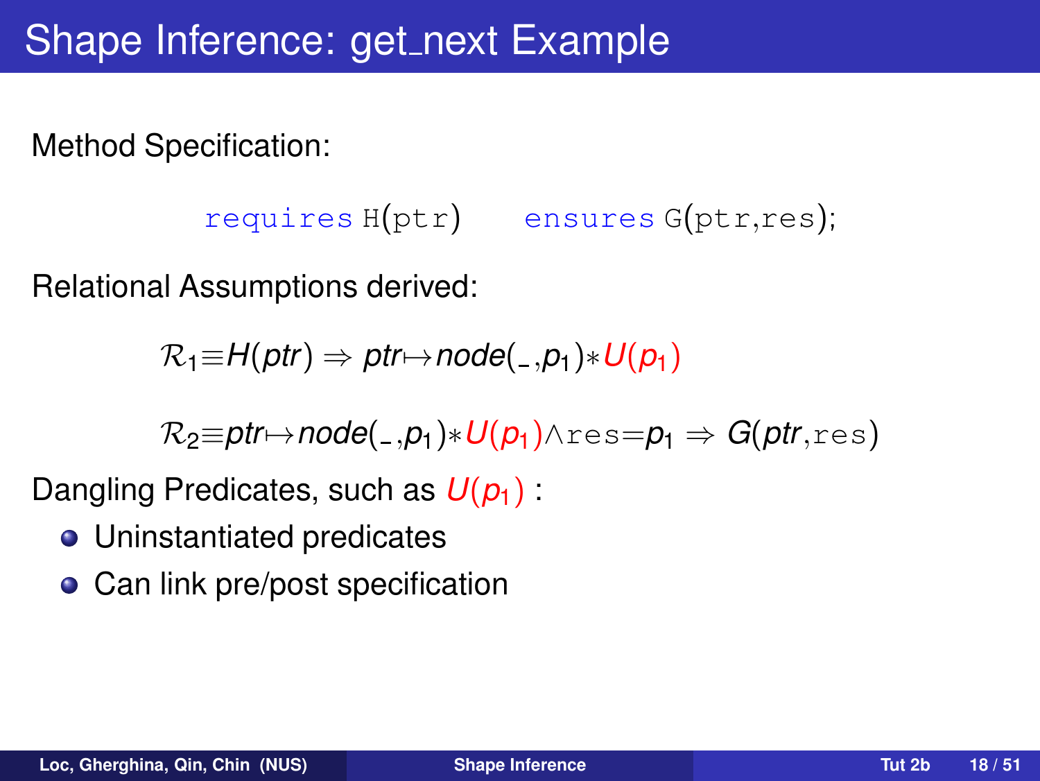# Shape Inference: get_next Example

Method Specification:

```
requires H(ptr)    ensures G(ptr,res);
```

Relational Assumptions derived:

$$\mathcal{R}_1 \equiv H(ptr) \Rightarrow ptr \mapsto node(\_, p_1) * U(p_1)$$

$$\mathcal{R}_2 \equiv ptr \mapsto node(\_, p_1) * U(p_1) \wedge \texttt{res} = p_1 \Rightarrow G(ptr, \texttt{res})$$

Dangling Predicates, such as $U(p_1)$ :

- Uninstantiated predicates
- Can link pre/post specification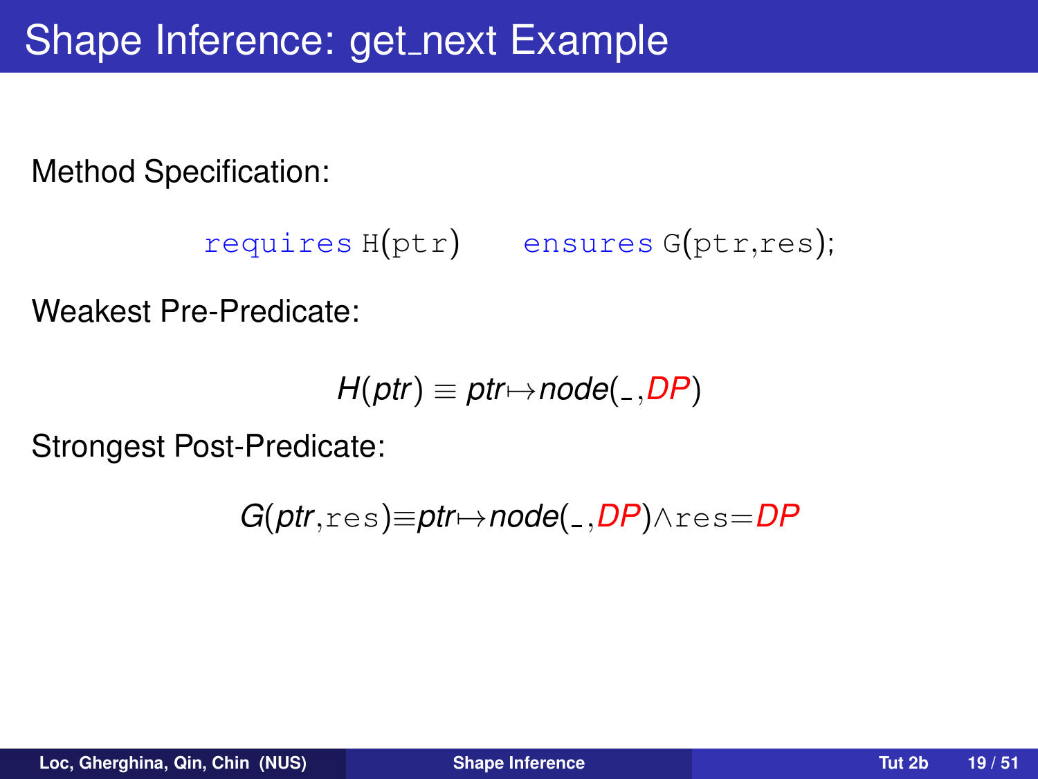# Shape Inference: get_next Example

Method Specification:

```
requires H(ptr)    ensures G(ptr,res);
```

Weakest Pre-Predicate:

$$H(ptr) \equiv ptr \mapsto node(\_, DP)$$

Strongest Post-Predicate:

$$G(ptr, \mathtt{res}) \equiv ptr \mapsto node(\_, DP) \wedge \mathtt{res} = DP$$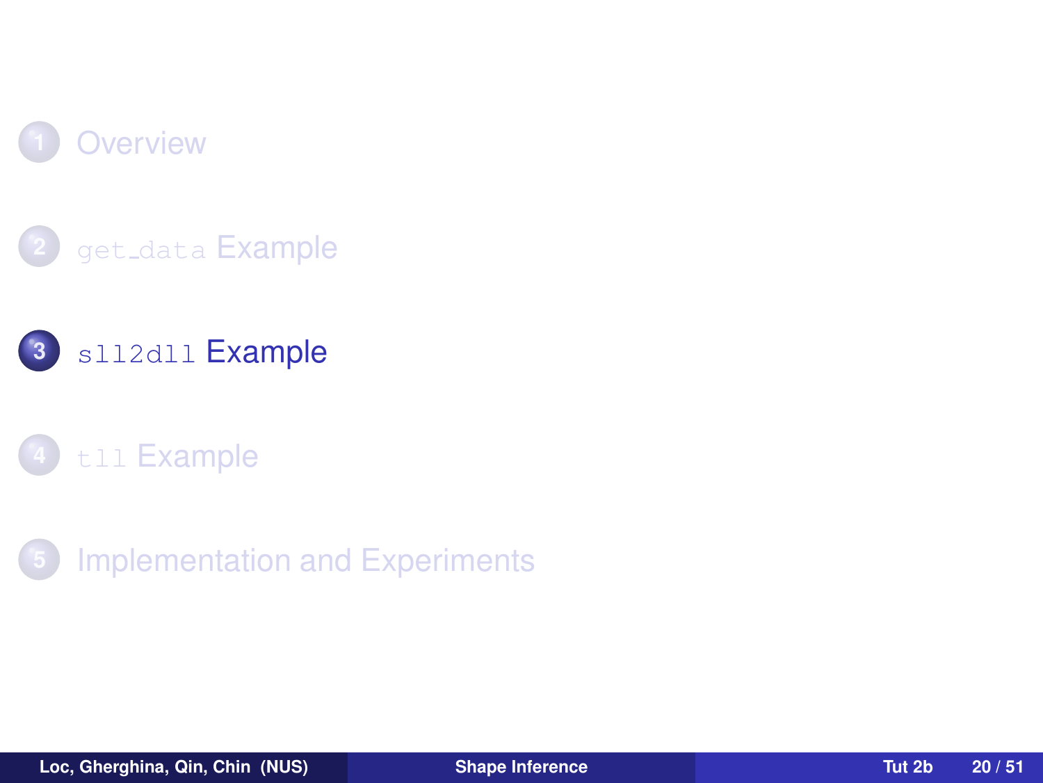1. Overview
2. `get_data` Example
3. **`sll2dll` Example**
4. `tll` Example
5. Implementation and Experiments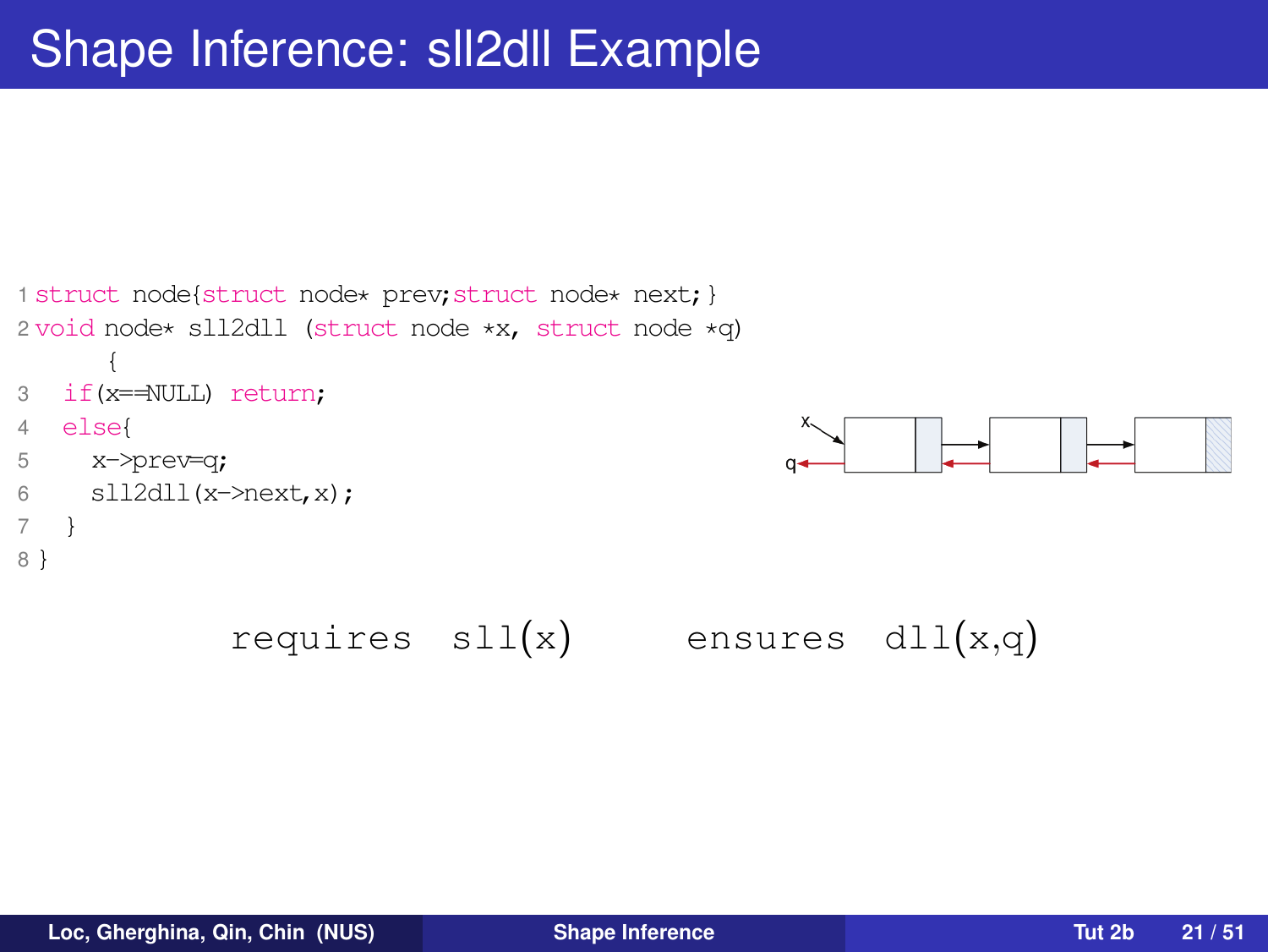# Shape Inference: sll2dll Example

```
1 struct node{struct node* prev;struct node* next;}
2 void node* sll2dll (struct node *x, struct node *q)
     {
3   if(x==NULL) return;
4   else{
5     x->prev=q;
6     sll2dll(x->next,x);
7   }
8 }
```

requires sll(x)     ensures dll(x,q)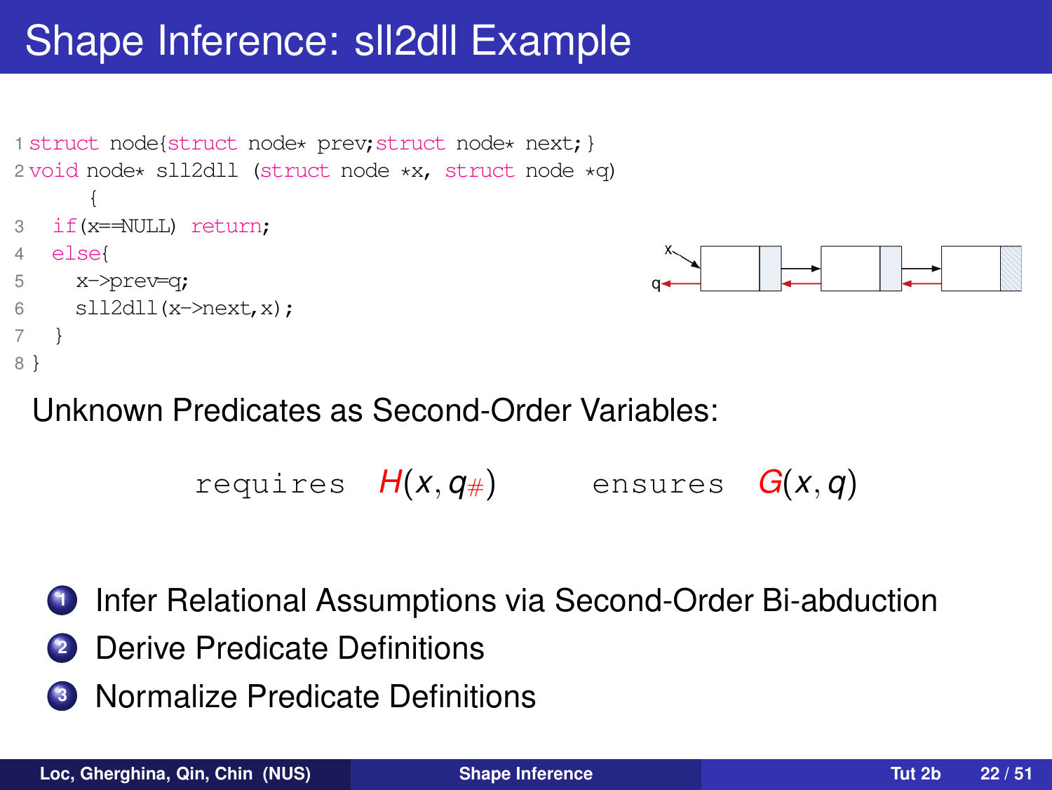# Shape Inference: sll2dll Example

```
1 struct node{struct node* prev;struct node* next;}
2 void node* sll2dll (struct node *x, struct node *q)
     {
3   if(x==NULL) return;
4   else{
5     x->prev=q;
6     sll2dll(x->next,x);
7   }
8 }
```

Unknown Predicates as Second-Order Variables:

$$\texttt{requires} \quad H(x, q_{\#}) \qquad \texttt{ensures} \quad G(x, q)$$

1. Infer Relational Assumptions via Second-Order Bi-abduction
2. Derive Predicate Definitions
3. Normalize Predicate Definitions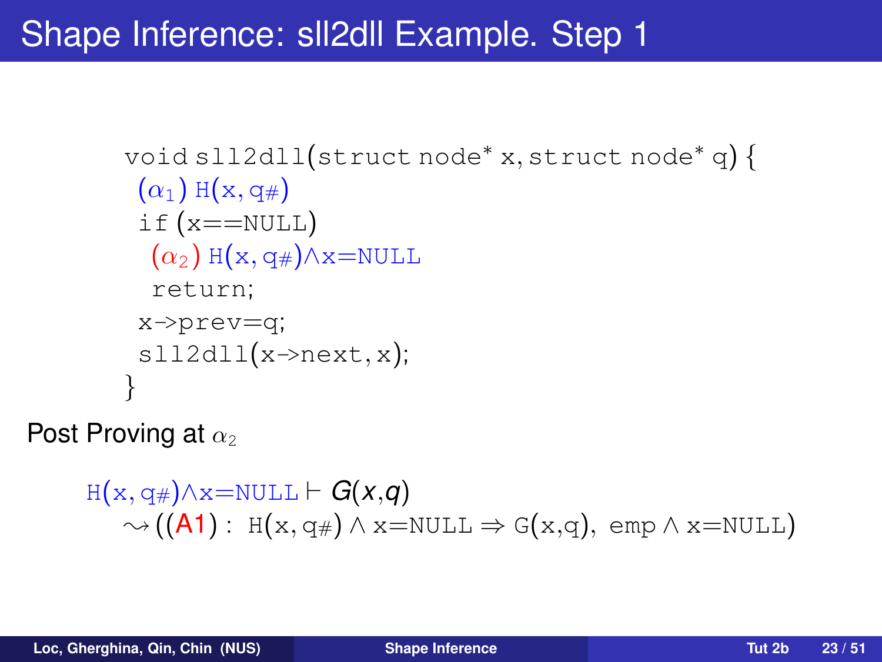# Shape Inference: sll2dll Example. Step 1

```
void sll2dll(struct node* x, struct node* q) {
 (α1) H(x, q#)
 if (x==NULL)
  (α2) H(x, q#)∧x=NULL
  return;
 x->prev=q;
 sll2dll(x->next, x);
}
```

Post Proving at $\alpha_2$

$$\mathtt{H(x, q\#) \wedge x{=}NULL} \vdash G(x,q)$$
$$\rightsquigarrow ((\mathbf{A1}) : \mathtt{H(x, q\#) \wedge x{=}NULL \Rightarrow G(x,q),\ emp \wedge x{=}NULL})$$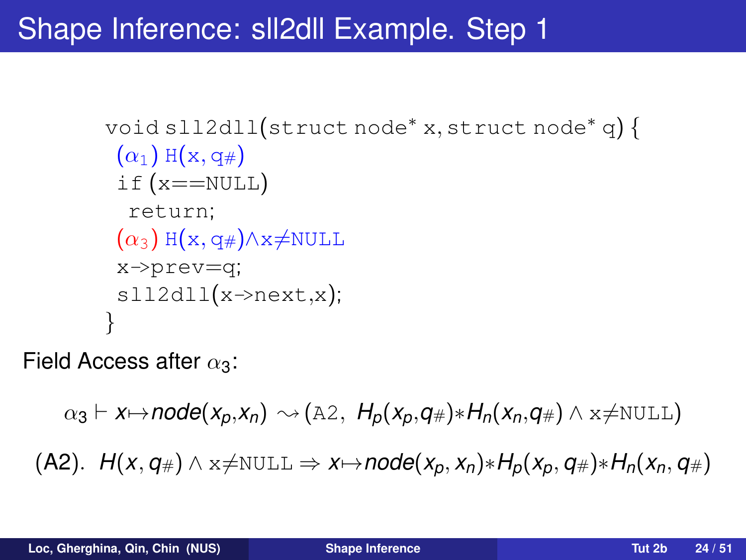# Shape Inference: sll2dll Example. Step 1

```
void sll2dll(struct node* x, struct node* q) {
 (α1) H(x, q#)
 if (x==NULL)
  return;
 (α3) H(x, q#)∧x≠NULL
 x->prev=q;
 sll2dll(x->next,x);
}
```

Field Access after $\alpha_3$:

$$\alpha_3 \vdash x{\mapsto}node(x_p,x_n) \leadsto (\texttt{A2},\ H_p(x_p,q_\#){*}H_n(x_n,q_\#) \wedge \texttt{x}{\neq}\texttt{NULL})$$

(A2). $H(x, q_\#) \wedge \texttt{x}{\neq}\texttt{NULL} \Rightarrow x{\mapsto}node(x_p, x_n){*}H_p(x_p, q_\#){*}H_n(x_n, q_\#)$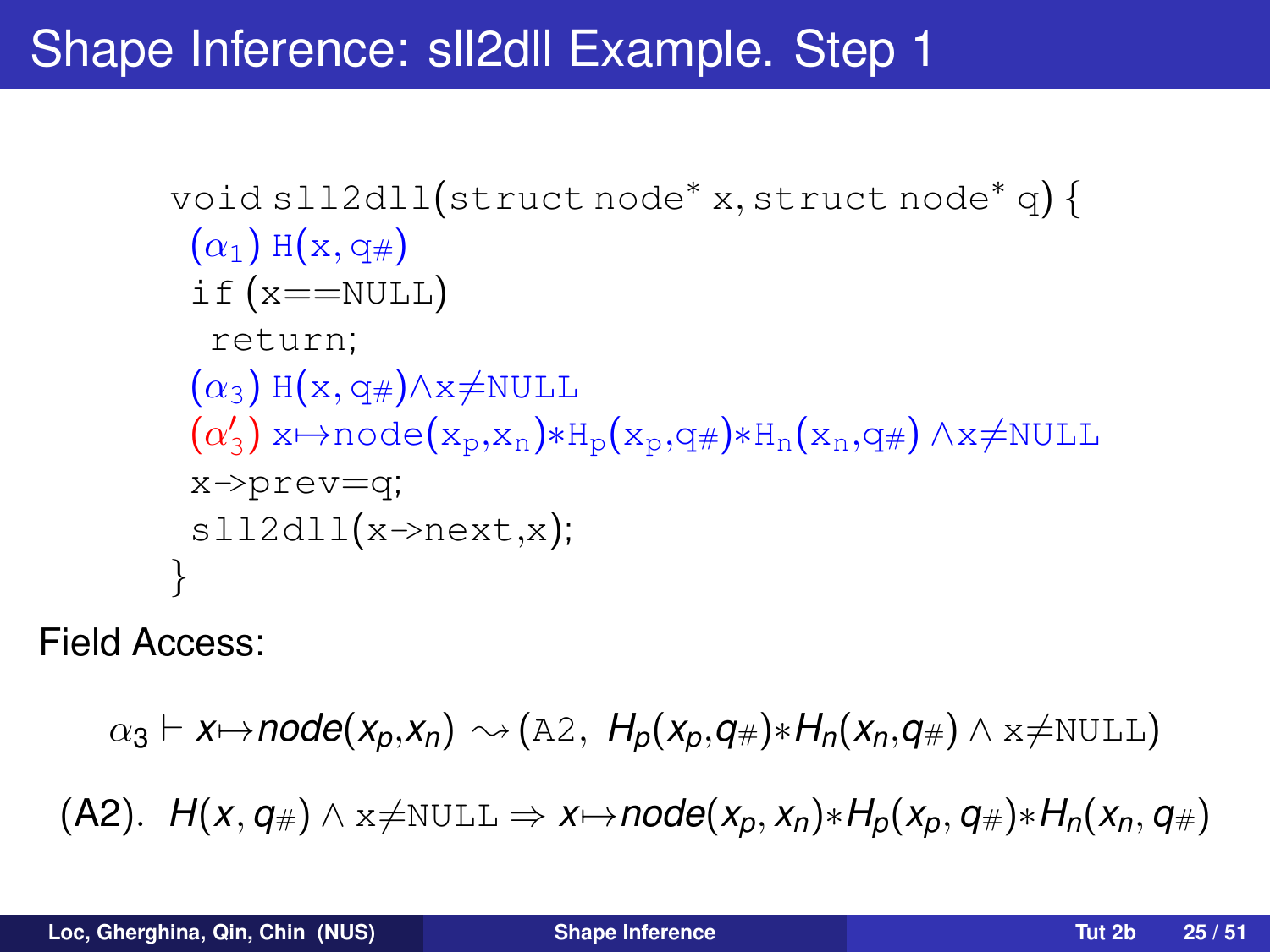# Shape Inference: sll2dll Example. Step 1

```
void sll2dll(struct node* x, struct node* q) {
 (α1) H(x, q#)
 if (x==NULL)
  return;
 (α3) H(x, q#)∧x≠NULL
 (α'3) x↦node(xp,xn)∗Hp(xp,q#)∗Hn(xn,q#) ∧x≠NULL
 x->prev=q;
 sll2dll(x->next,x);
}
```

Field Access:

$$\alpha_3 \vdash x {\mapsto} node(x_p,x_n) \rightsquigarrow (\texttt{A2},\ H_p(x_p,q_\#){*}H_n(x_n,q_\#) \wedge \texttt{x}{\neq}\texttt{NULL})$$

(A2). $H(x, q_\#) \wedge \texttt{x}{\neq}\texttt{NULL} \Rightarrow x{\mapsto}node(x_p, x_n){*}H_p(x_p, q_\#){*}H_n(x_n, q_\#)$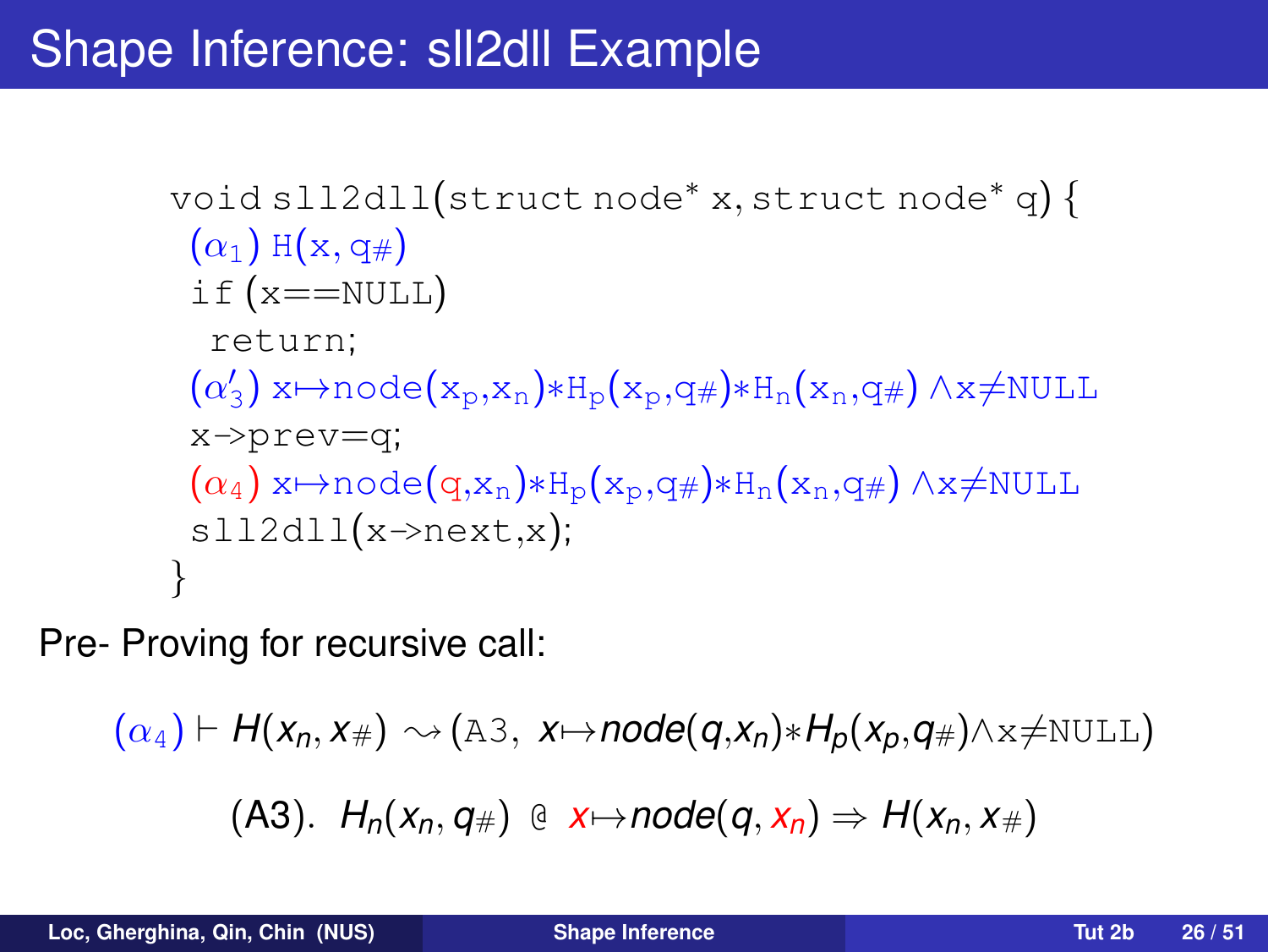# Shape Inference: sll2dll Example

```
void sll2dll(struct node* x, struct node* q) {
 (α1) H(x, q#)
 if (x==NULL)
  return;
 (α'3) x↦node(xp,xn)∗Hp(xp,q#)∗Hn(xn,q#) ∧x≠NULL
 x->prev=q;
 (α4) x↦node(q,xn)∗Hp(xp,q#)∗Hn(xn,q#) ∧x≠NULL
 sll2dll(x->next,x);
}
```

Pre- Proving for recursive call:

$$(\alpha_4) \vdash H(x_n, x_\#) \rightsquigarrow (\texttt{A3},\ x{\mapsto}node(q,x_n){*}H_p(x_p,q_\#){\wedge}\texttt{x}{\neq}\texttt{NULL})$$

$$(\text{A3}).\ \ H_n(x_n, q_\#)\ \texttt{@}\ x{\mapsto}node(q, x_n) \Rightarrow H(x_n, x_\#)$$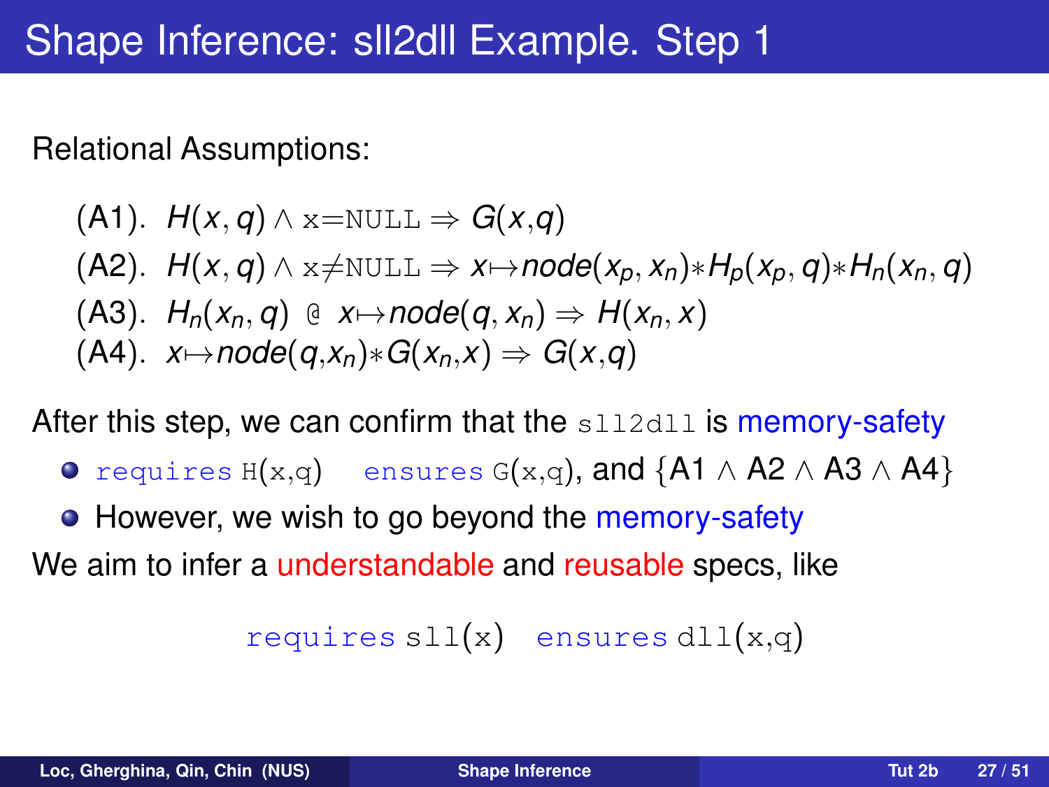# Shape Inference: sll2dll Example. Step 1

Relational Assumptions:

$$\text{(A1)}.\ \ H(x,q) \wedge \texttt{x=NULL} \Rightarrow G(x,q)$$

$$\text{(A2)}.\ \ H(x,q) \wedge \texttt{x}{\neq}\texttt{NULL} \Rightarrow x{\mapsto}node(x_p,x_n){*}H_p(x_p,q){*}H_n(x_n,q)$$

$$\text{(A3)}.\ \ H_n(x_n,q)\ \texttt{@}\ x{\mapsto}node(q,x_n) \Rightarrow H(x_n,x)$$

$$\text{(A4)}.\ \ x{\mapsto}node(q,x_n){*}G(x_n,x) \Rightarrow G(x,q)$$

After this step, we can confirm that the `sll2dll` is memory-safety

- `requires H(x,q)` `ensures G(x,q)`, and $\{\text{A1} \wedge \text{A2} \wedge \text{A3} \wedge \text{A4}\}$
- However, we wish to go beyond the memory-safety

We aim to infer a understandable and reusable specs, like

```
requires sll(x)   ensures dll(x,q)
```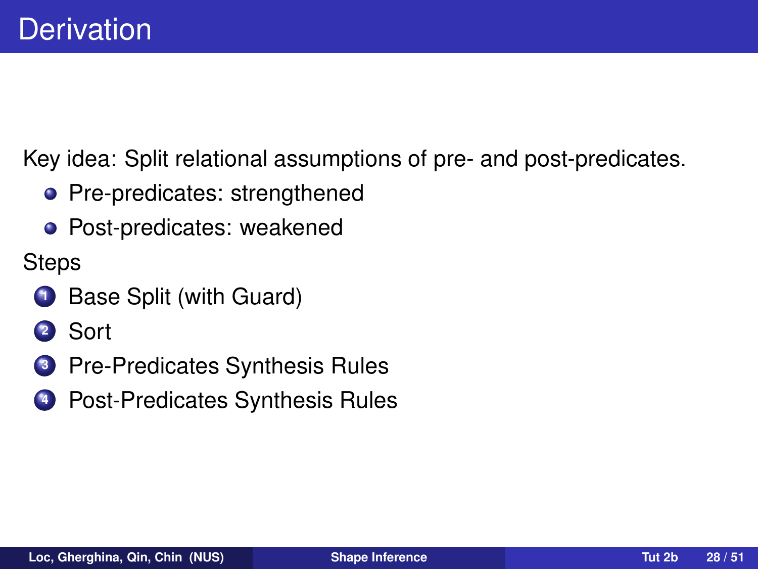# Derivation

Key idea: Split relational assumptions of pre- and post-predicates.

- Pre-predicates: strengthened
- Post-predicates: weakened

Steps

1. Base Split (with Guard)
2. Sort
3. Pre-Predicates Synthesis Rules
4. Post-Predicates Synthesis Rules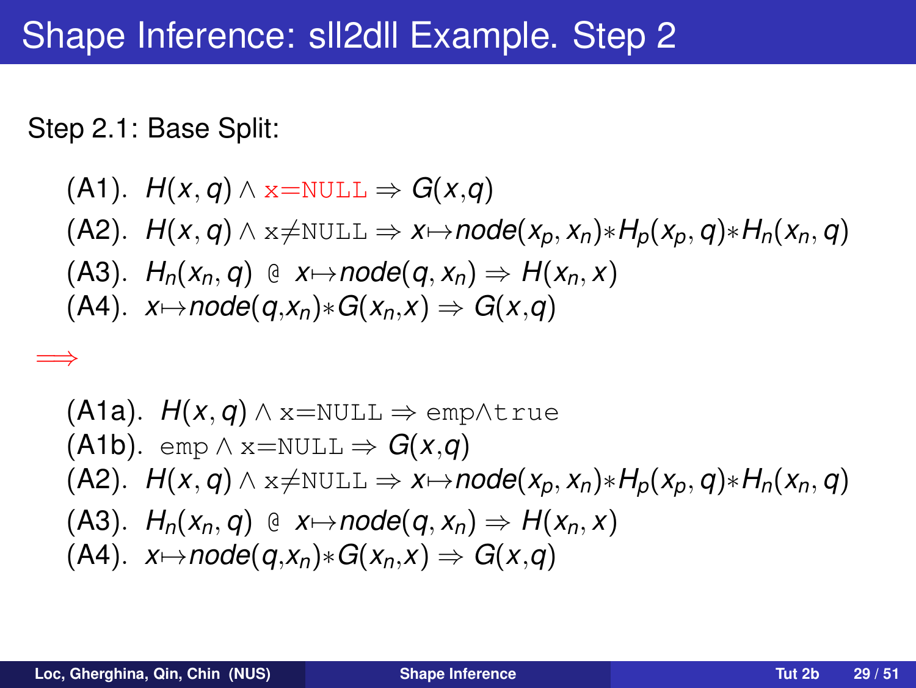# Shape Inference: sll2dll Example. Step 2

Step 2.1: Base Split:

(A1). $H(x, q) \wedge \texttt{x=NULL} \Rightarrow G(x,q)$

(A2). $H(x, q) \wedge \texttt{x} \neq \texttt{NULL} \Rightarrow x \mapsto node(x_p, x_n) * H_p(x_p, q) * H_n(x_n, q)$

(A3). $H_n(x_n, q)$ @ $x \mapsto node(q, x_n) \Rightarrow H(x_n, x)$

(A4). $x \mapsto node(q, x_n) * G(x_n, x) \Rightarrow G(x, q)$

$\Longrightarrow$

(A1a). $H(x, q) \wedge \texttt{x=NULL} \Rightarrow \texttt{emp} \wedge \texttt{true}$

(A1b). $\texttt{emp} \wedge \texttt{x=NULL} \Rightarrow G(x,q)$

(A2). $H(x, q) \wedge \texttt{x} \neq \texttt{NULL} \Rightarrow x \mapsto node(x_p, x_n) * H_p(x_p, q) * H_n(x_n, q)$

(A3). $H_n(x_n, q)$ @ $x \mapsto node(q, x_n) \Rightarrow H(x_n, x)$

(A4). $x \mapsto node(q, x_n) * G(x_n, x) \Rightarrow G(x, q)$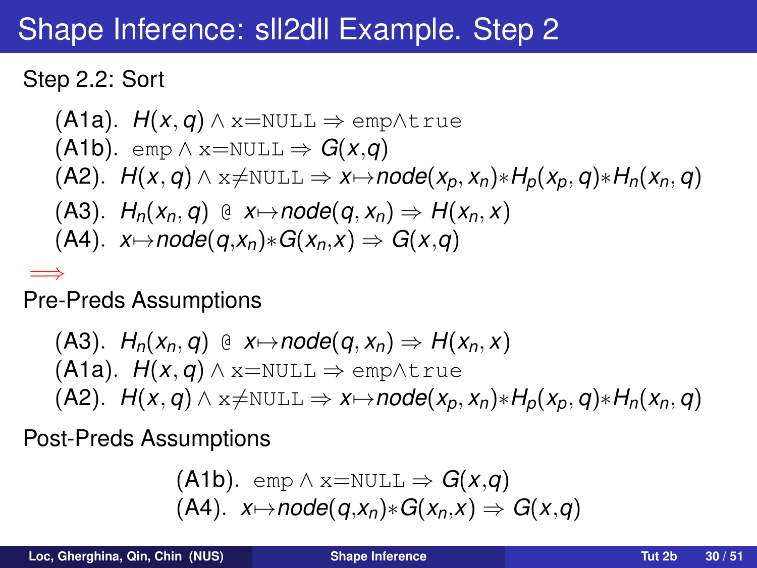# Shape Inference: sll2dll Example. Step 2

Step 2.2: Sort

(A1a). $H(x, q) \wedge \texttt{x=NULL} \Rightarrow \texttt{emp}\wedge\texttt{true}$

(A1b). $\texttt{emp} \wedge \texttt{x=NULL} \Rightarrow G(x,q)$

(A2). $H(x, q) \wedge \texttt{x}\neq\texttt{NULL} \Rightarrow x{\mapsto}node(x_p, x_n){*}H_p(x_p, q){*}H_n(x_n, q)$

(A3). $H_n(x_n, q)$ @ $x{\mapsto}node(q, x_n) \Rightarrow H(x_n, x)$

(A4). $x{\mapsto}node(q,x_n){*}G(x_n,x) \Rightarrow G(x,q)$

$\Longrightarrow$

Pre-Preds Assumptions

(A3). $H_n(x_n, q)$ @ $x{\mapsto}node(q, x_n) \Rightarrow H(x_n, x)$

(A1a). $H(x, q) \wedge \texttt{x=NULL} \Rightarrow \texttt{emp}\wedge\texttt{true}$

(A2). $H(x, q) \wedge \texttt{x}\neq\texttt{NULL} \Rightarrow x{\mapsto}node(x_p, x_n){*}H_p(x_p, q){*}H_n(x_n, q)$

Post-Preds Assumptions

(A1b). $\texttt{emp} \wedge \texttt{x=NULL} \Rightarrow G(x,q)$

(A4). $x{\mapsto}node(q,x_n){*}G(x_n,x) \Rightarrow G(x,q)$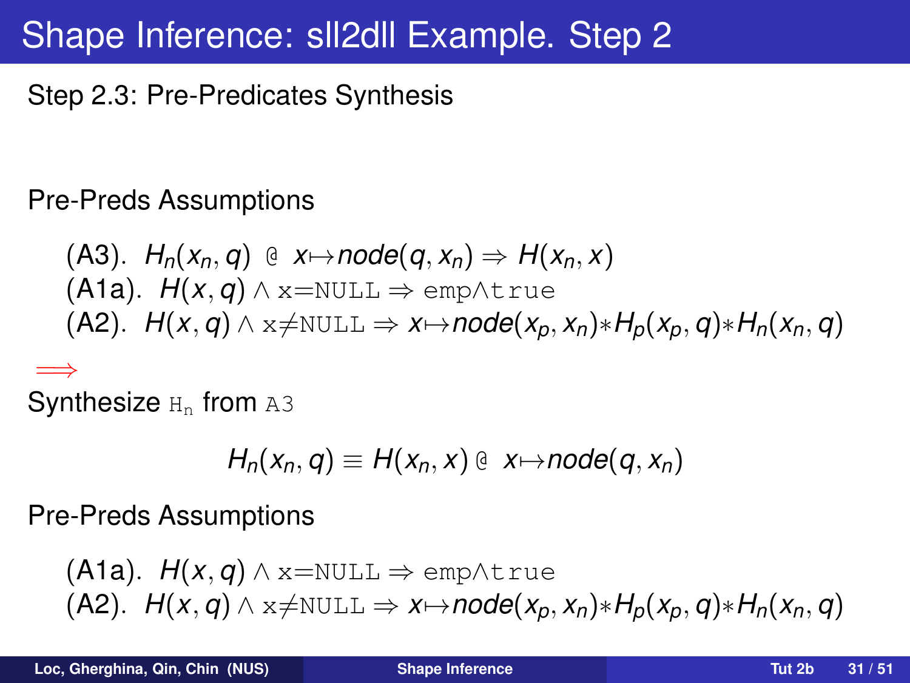# Shape Inference: sll2dll Example. Step 2

Step 2.3: Pre-Predicates Synthesis

Pre-Preds Assumptions

(A3). $H_n(x_n, q)$ @ $x \mapsto node(q, x_n) \Rightarrow H(x_n, x)$
(A1a). $H(x, q) \wedge$ x=NULL $\Rightarrow$ emp$\wedge$true
(A2). $H(x, q) \wedge$ x≠NULL $\Rightarrow x \mapsto node(x_p, x_n) * H_p(x_p, q) * H_n(x_n, q)$

$\Longrightarrow$

Synthesize $H_n$ from A3

$$H_n(x_n, q) \equiv H(x_n, x) \text{ @ } x \mapsto node(q, x_n)$$

Pre-Preds Assumptions

(A1a). $H(x, q) \wedge$ x=NULL $\Rightarrow$ emp$\wedge$true
(A2). $H(x, q) \wedge$ x≠NULL $\Rightarrow x \mapsto node(x_p, x_n) * H_p(x_p, q) * H_n(x_n, q)$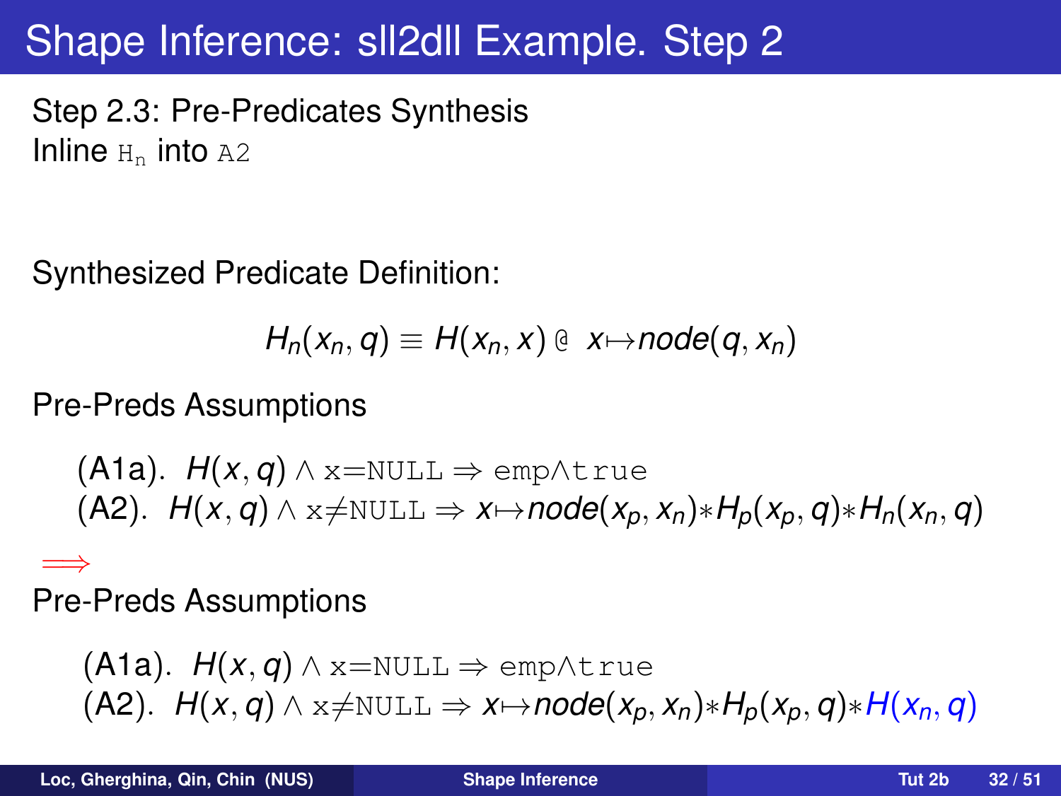# Shape Inference: sll2dll Example. Step 2

Step 2.3: Pre-Predicates Synthesis
Inline $\mathtt{H_n}$ into $\mathtt{A2}$

Synthesized Predicate Definition:

$$H_n(x_n, q) \equiv H(x_n, x) \;@\; x \mapsto node(q, x_n)$$

Pre-Preds Assumptions

(A1a). $H(x, q) \wedge \mathtt{x{=}NULL} \Rightarrow \mathtt{emp} \wedge \mathtt{true}$
(A2). $H(x, q) \wedge \mathtt{x{\neq}NULL} \Rightarrow x \mapsto node(x_p, x_n) * H_p(x_p, q) * H_n(x_n, q)$

$\Longrightarrow$

Pre-Preds Assumptions

(A1a). $H(x, q) \wedge \mathtt{x{=}NULL} \Rightarrow \mathtt{emp} \wedge \mathtt{true}$
(A2). $H(x, q) \wedge \mathtt{x{\neq}NULL} \Rightarrow x \mapsto node(x_p, x_n) * H_p(x_p, q) * H(x_n, q)$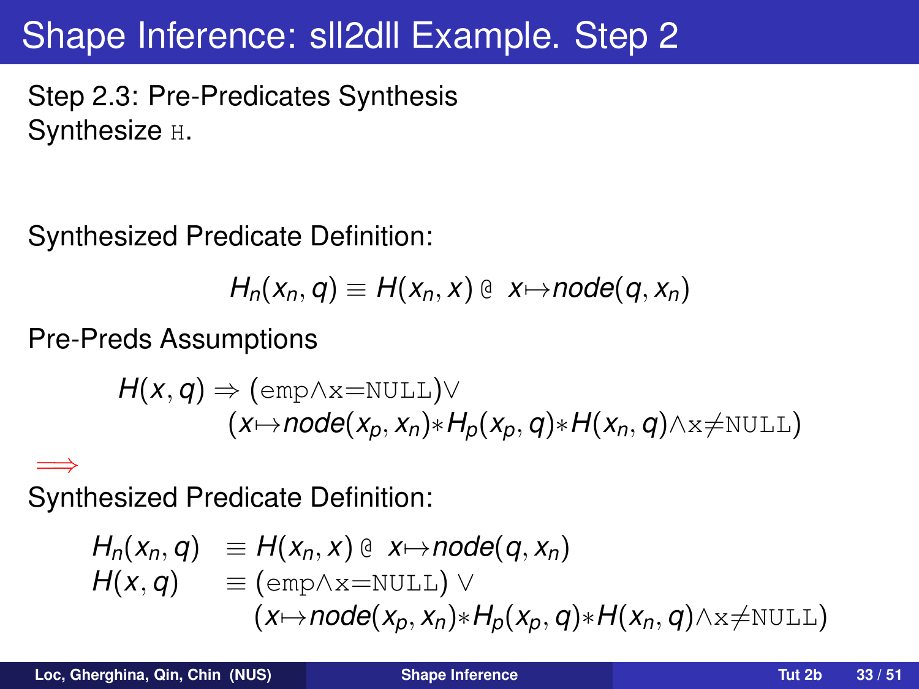# Shape Inference: sll2dll Example. Step 2

Step 2.3: Pre-Predicates Synthesis
Synthesize H.

Synthesized Predicate Definition:

$$H_n(x_n, q) \equiv H(x_n, x) \;@\; x{\mapsto}node(q, x_n)$$

Pre-Preds Assumptions

$$H(x, q) \Rightarrow (\mathtt{emp}{\wedge}\mathtt{x}{=}\mathtt{NULL}) \vee (x{\mapsto}node(x_p, x_n){*}H_p(x_p, q){*}H(x_n, q){\wedge}\mathtt{x}{\neq}\mathtt{NULL})$$

$\Longrightarrow$

Synthesized Predicate Definition:

$$
\begin{aligned}
H_n(x_n, q) &\equiv H(x_n, x) \;@\; x{\mapsto}node(q, x_n) \\
H(x, q) &\equiv (\mathtt{emp}{\wedge}\mathtt{x}{=}\mathtt{NULL}) \vee \\
&\quad\; (x{\mapsto}node(x_p, x_n){*}H_p(x_p, q){*}H(x_n, q){\wedge}\mathtt{x}{\neq}\mathtt{NULL})
\end{aligned}
$$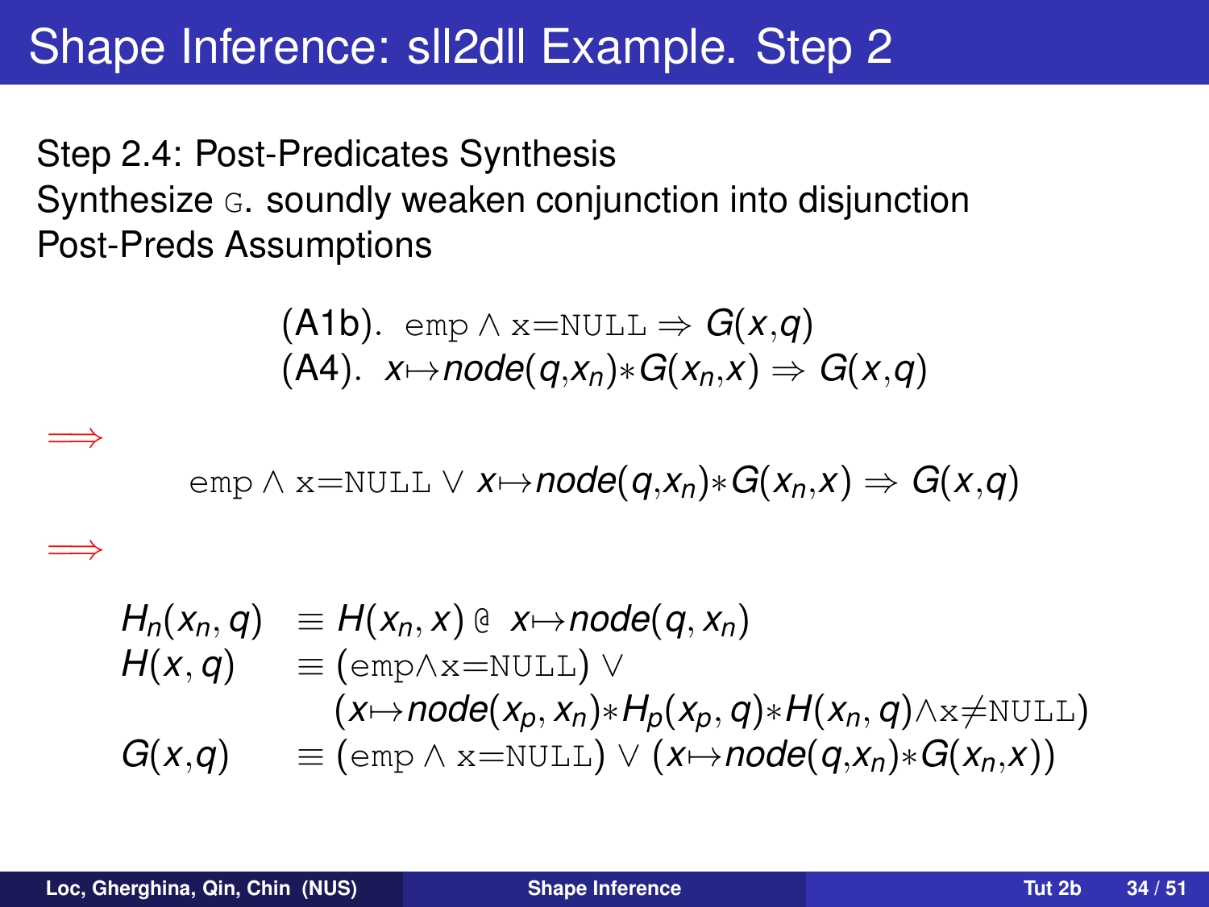# Shape Inference: sll2dll Example. Step 2

Step 2.4: Post-Predicates Synthesis

Synthesize `G`. soundly weaken conjunction into disjunction

Post-Preds Assumptions

$$\text{(A1b).}\ \ \mathtt{emp} \wedge \mathtt{x{=}NULL} \Rightarrow G(x,q)$$
$$\text{(A4).}\ \ x{\mapsto}node(q,x_n){*}G(x_n,x) \Rightarrow G(x,q)$$

$\Longrightarrow$

$$\mathtt{emp} \wedge \mathtt{x{=}NULL} \vee x{\mapsto}node(q,x_n){*}G(x_n,x) \Rightarrow G(x,q)$$

$\Longrightarrow$

$$
\begin{array}{lll}
H_n(x_n, q) & \equiv & H(x_n, x)\ \texttt{@}\ \ x{\mapsto}node(q, x_n) \\
H(x, q) & \equiv & (\mathtt{emp}{\wedge}\mathtt{x{=}NULL}) \vee \\
 & & (x{\mapsto}node(x_p, x_n){*}H_p(x_p, q){*}H(x_n, q){\wedge}\mathtt{x{\neq}NULL}) \\
G(x,q) & \equiv & (\mathtt{emp} \wedge \mathtt{x{=}NULL}) \vee (x{\mapsto}node(q,x_n){*}G(x_n,x))
\end{array}
$$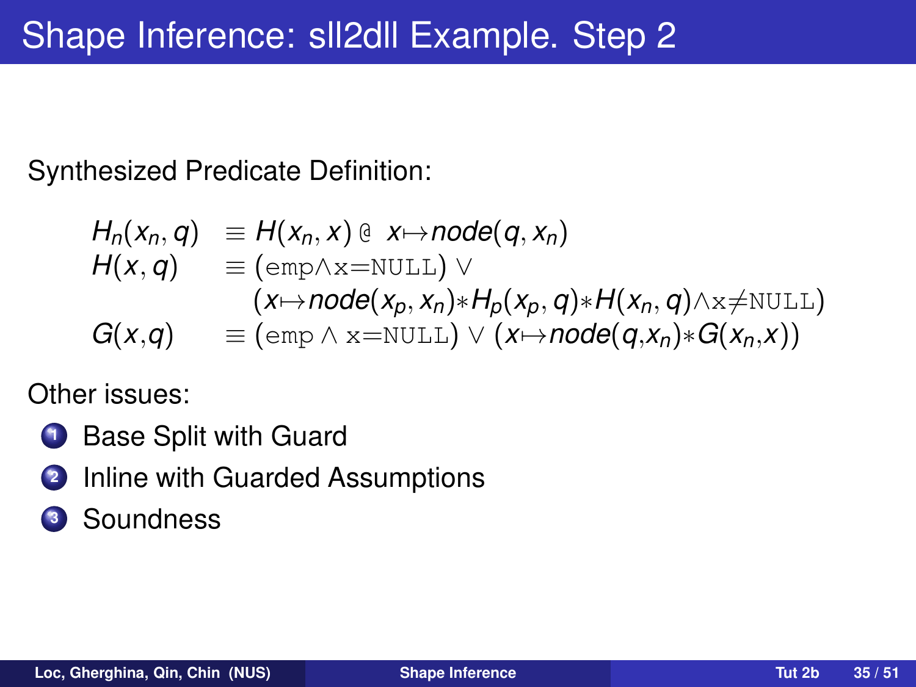# Shape Inference: sll2dll Example. Step 2

Synthesized Predicate Definition:

$$
\begin{array}{lll}
H_n(x_n, q) & \equiv H(x_n, x) \,@\; x \mapsto node(q, x_n) \\
H(x, q) & \equiv (\texttt{emp} \wedge \texttt{x=NULL}) \vee \\
 & \quad (x \mapsto node(x_p, x_n) * H_p(x_p, q) * H(x_n, q) \wedge \texttt{x}\neq\texttt{NULL}) \\
G(x,q) & \equiv (\texttt{emp} \wedge \texttt{x=NULL}) \vee (x \mapsto node(q,x_n) * G(x_n,x))
\end{array}
$$

Other issues:

1. Base Split with Guard
2. Inline with Guarded Assumptions
3. Soundness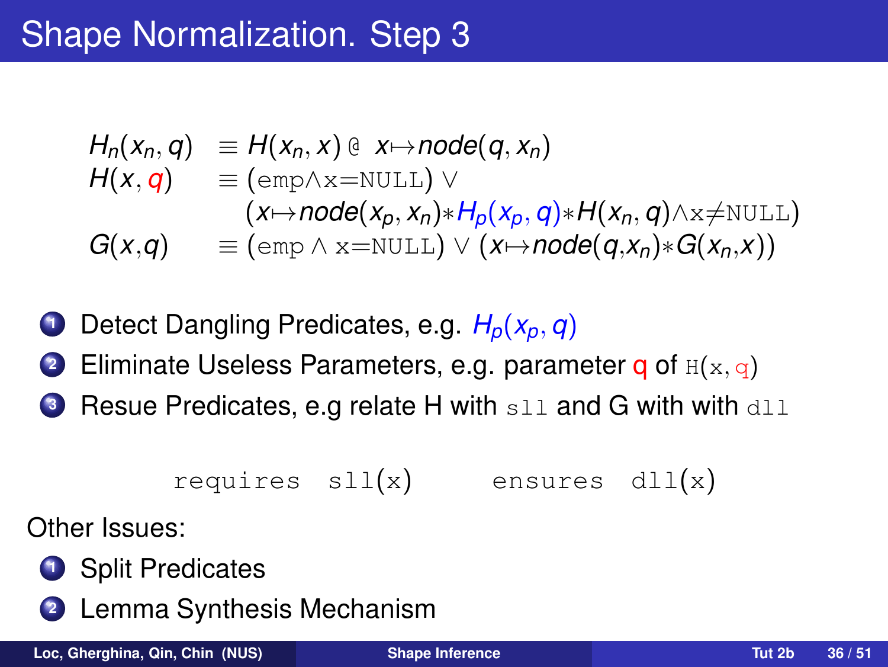# Shape Normalization. Step 3

$$
\begin{array}{lll}
H_n(x_n, q) & \equiv H(x_n, x) \; @ \; x \mapsto node(q, x_n) \\
H(x, q) & \equiv (\mathtt{emp} \wedge \mathtt{x{=}NULL}) \vee \\
 & \quad (x \mapsto node(x_p, x_n) * H_p(x_p, q) * H(x_n, q) \wedge \mathtt{x{\neq}NULL}) \\
G(x,q) & \equiv (\mathtt{emp} \wedge \mathtt{x{=}NULL}) \vee (x \mapsto node(q, x_n) * G(x_n, x))
\end{array}
$$

1. Detect Dangling Predicates, e.g. $H_p(x_p, q)$
2. Eliminate Useless Parameters, e.g. parameter q of `H(x, q)`
3. Resue Predicates, e.g relate H with `sll` and G with with `dll`

```
requires  sll(x)     ensures  dll(x)
```

Other Issues:

1. Split Predicates
2. Lemma Synthesis Mechanism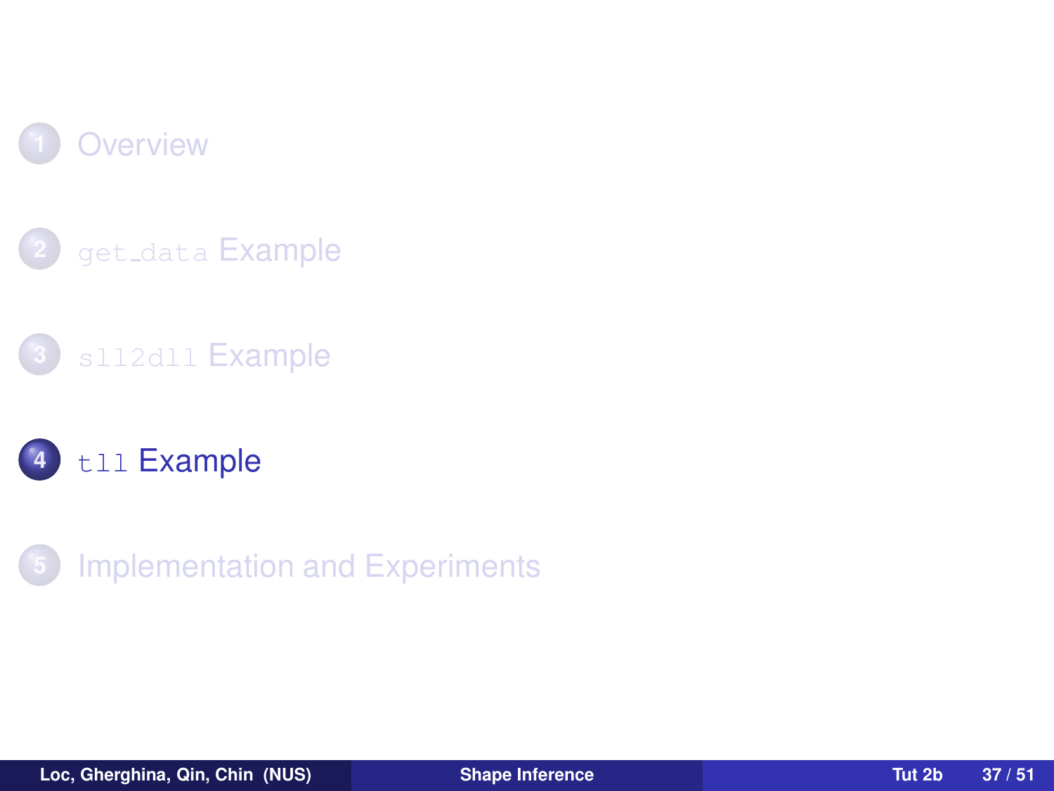1. Overview
2. `get_data` Example
3. `sll2dll` Example
4. **`tll` Example**
5. Implementation and Experiments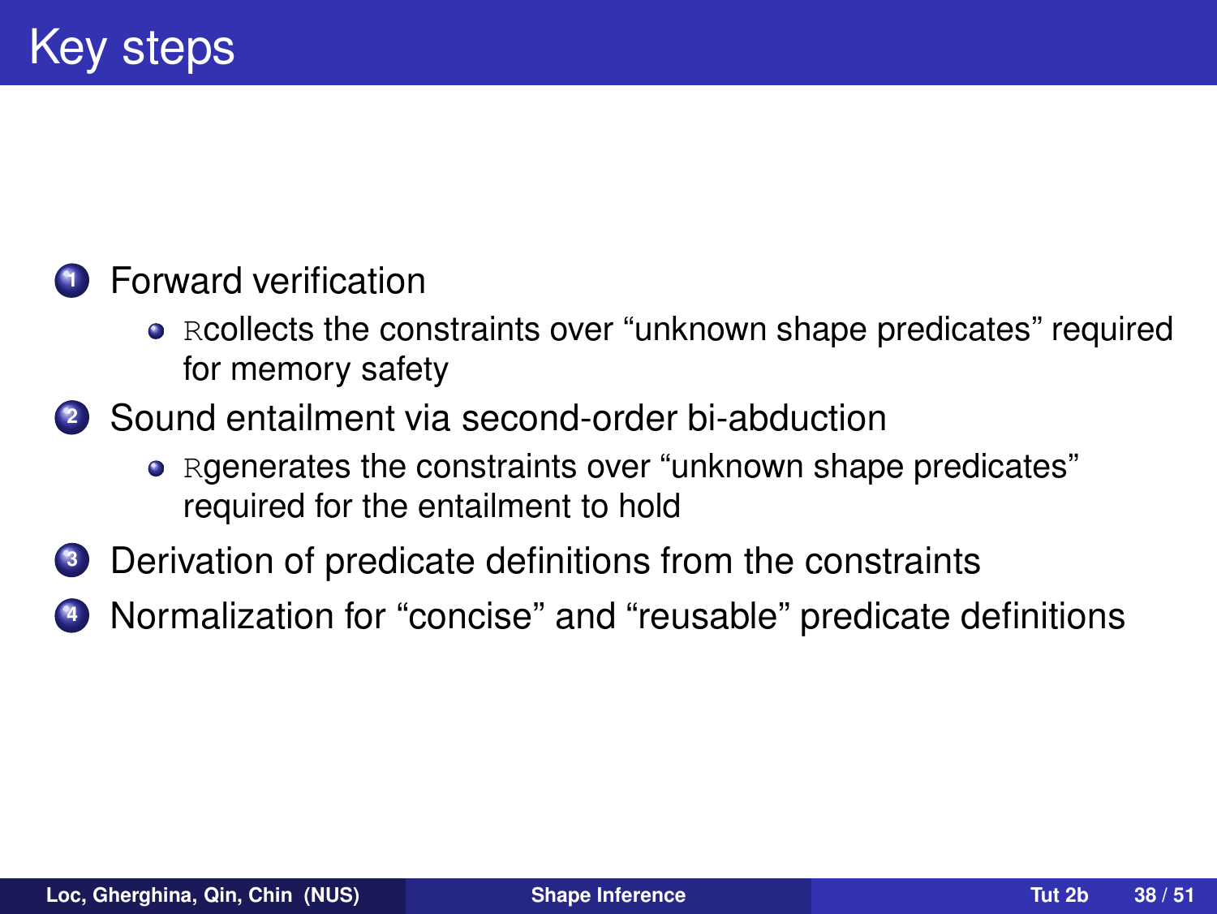# Key steps

1. Forward verification
   - Rcollects the constraints over “unknown shape predicates” required for memory safety
2. Sound entailment via second-order bi-abduction
   - Rgenerates the constraints over “unknown shape predicates” required for the entailment to hold
3. Derivation of predicate definitions from the constraints
4. Normalization for “concise” and “reusable” predicate definitions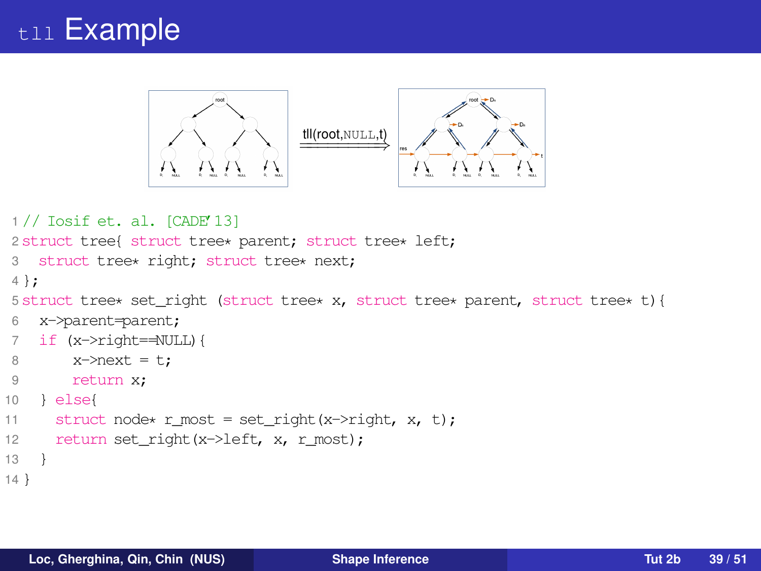# tll Example

tll(root,NULL,t)

```
1 // Iosif et. al. [CADE'13]
2 struct tree{ struct tree* parent; struct tree* left;
3   struct tree* right; struct tree* next;
4 };
5 struct tree* set_right (struct tree* x, struct tree* parent, struct tree* t){
6   x->parent=parent;
7   if (x->right==NULL){
8       x->next = t;
9       return x;
10  } else{
11     struct node* r_most = set_right(x->right, x, t);
12     return set_right(x->left, x, r_most);
13  }
14 }
```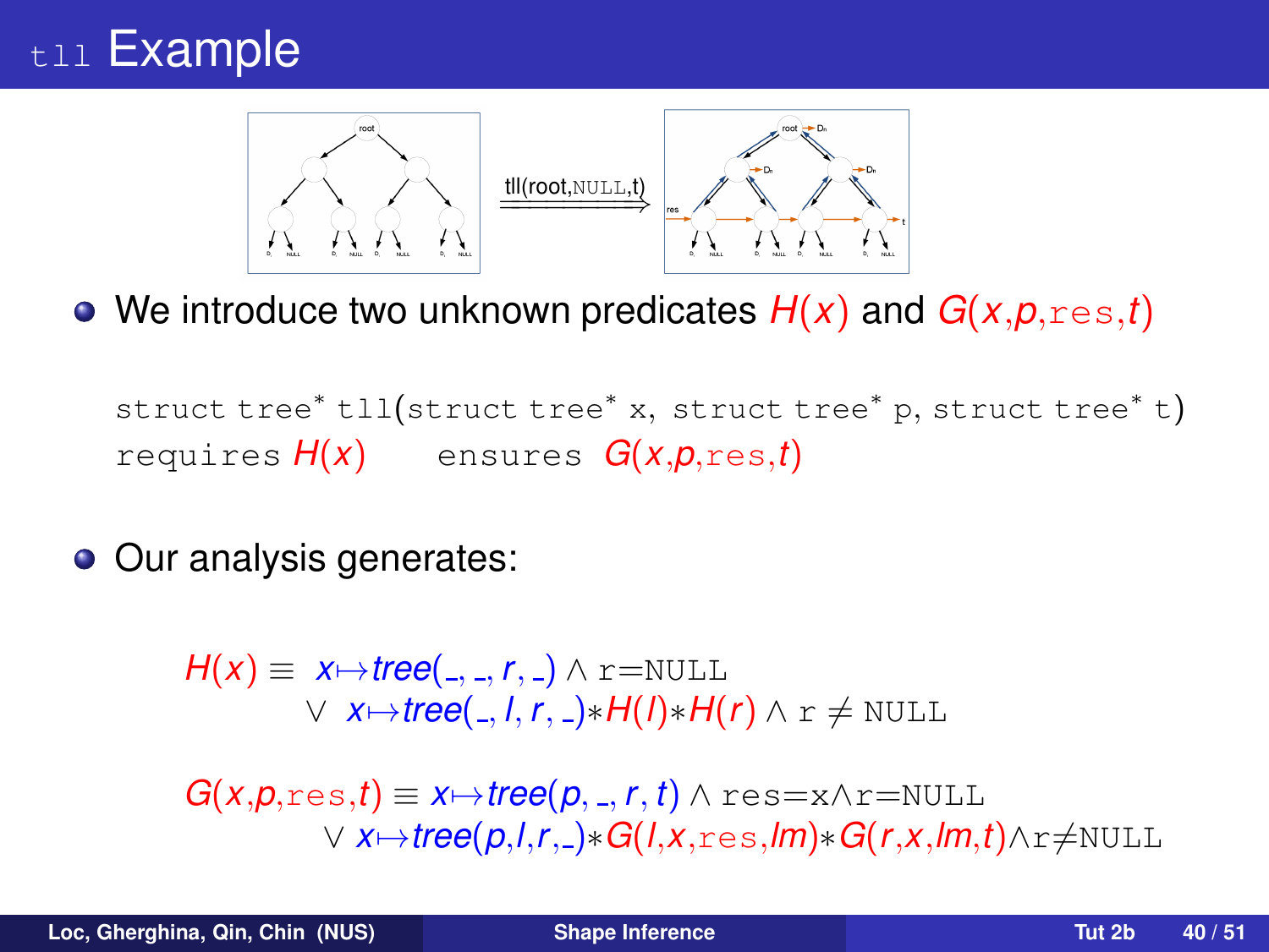# `tll` Example

tll(root,NULL,t)

- We introduce two unknown predicates $H(x)$ and $G(x,p,\texttt{res},t)$

```
struct tree* tll(struct tree* x, struct tree* p, struct tree* t)
requires H(x)      ensures G(x,p,res,t)
```

- Our analysis generates:

$$H(x) \equiv x \mapsto tree(\_,\_,r,\_) \wedge \texttt{r=NULL}$$
$$\vee\ x \mapsto tree(\_,l,r,\_) * H(l) * H(r) \wedge \texttt{r} \neq \texttt{NULL}$$

$$G(x,p,\texttt{res},t) \equiv x \mapsto tree(p,\_,r,t) \wedge \texttt{res=x} \wedge \texttt{r=NULL}$$
$$\vee\ x \mapsto tree(p,l,r,\_) * G(l,x,\texttt{res},lm) * G(r,x,lm,t) \wedge \texttt{r} \neq \texttt{NULL}$$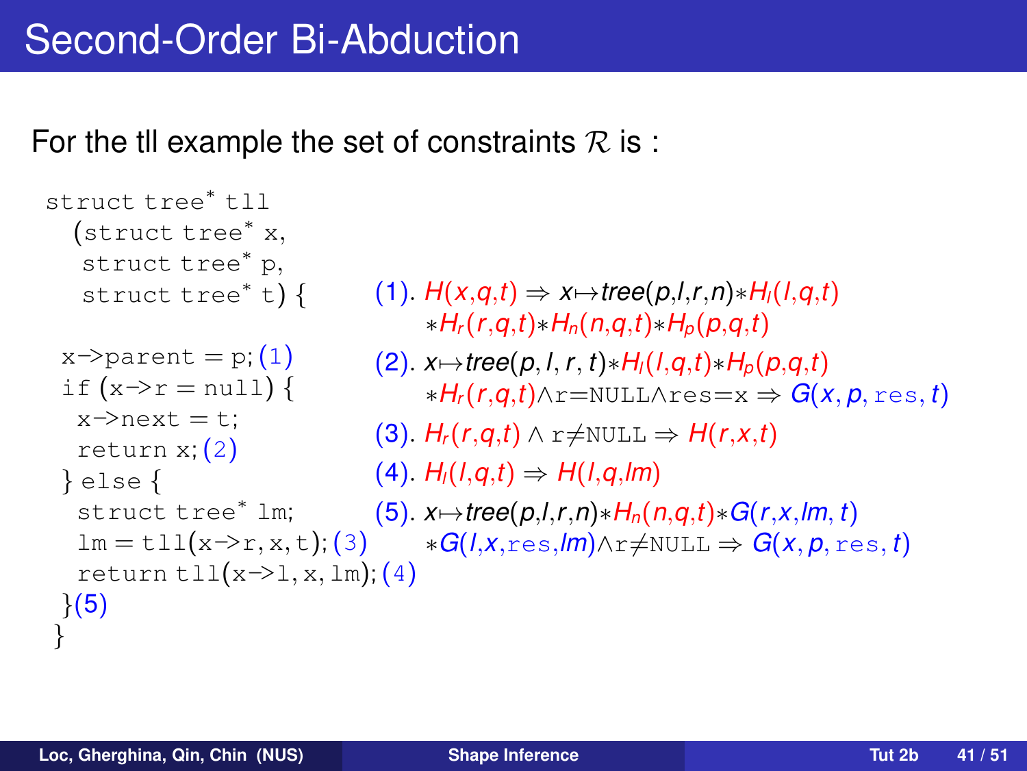# Second-Order Bi-Abduction

For the tll example the set of constraints $\mathcal{R}$ is :

```
struct tree* tll
  (struct tree* x,
   struct tree* p,
   struct tree* t) {

 x->parent = p; (1)
 if (x->r = null) {
  x->next = t;
  return x; (2)
 } else {
  struct tree* lm;
  lm = tll(x->r, x, t); (3)
  return tll(x->l, x, lm); (4)
 }(5)
}
```

(1). $H(x,q,t) \Rightarrow x{\mapsto}tree(p,l,r,n){*}H_l(l,q,t) {*}H_r(r,q,t){*}H_n(n,q,t){*}H_p(p,q,t)$

(2). $x{\mapsto}tree(p,l,r,t){*}H_l(l,q,t){*}H_p(p,q,t) {*}H_r(r,q,t){\wedge}\mathtt{r{=}NULL}{\wedge}\mathtt{res{=}x} \Rightarrow G(x,p,\mathtt{res},t)$

(3). $H_r(r,q,t) \wedge \mathtt{r{\neq}NULL} \Rightarrow H(r,x,t)$

(4). $H_l(l,q,t) \Rightarrow H(l,q,lm)$

(5). $x{\mapsto}tree(p,l,r,n){*}H_n(n,q,t){*}G(r,x,lm,t) {*}G(l,x,\mathtt{res},lm){\wedge}\mathtt{r{\neq}NULL} \Rightarrow G(x,p,\mathtt{res},t)$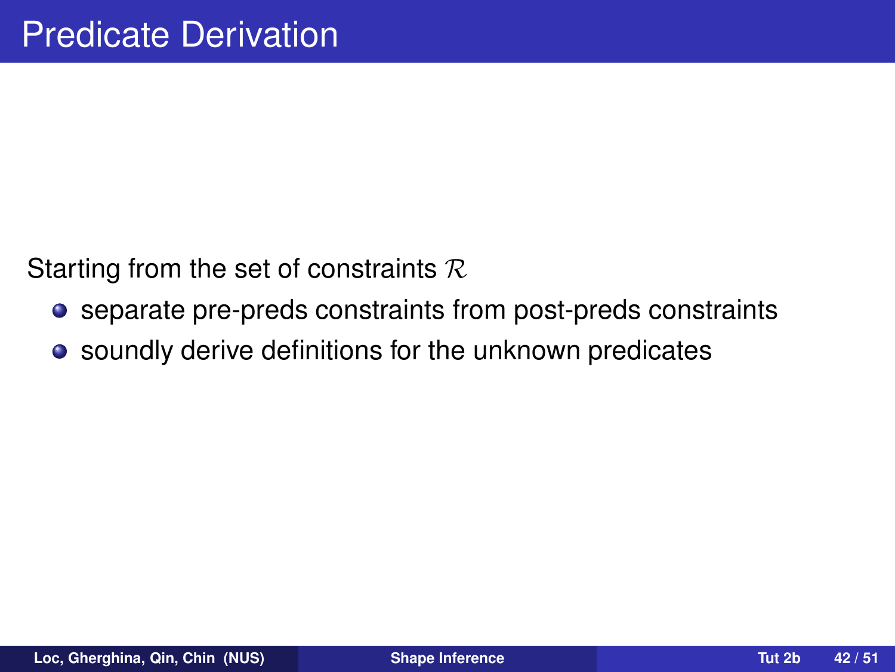# Predicate Derivation

Starting from the set of constraints $\mathcal{R}$

- separate pre-preds constraints from post-preds constraints
- soundly derive definitions for the unknown predicates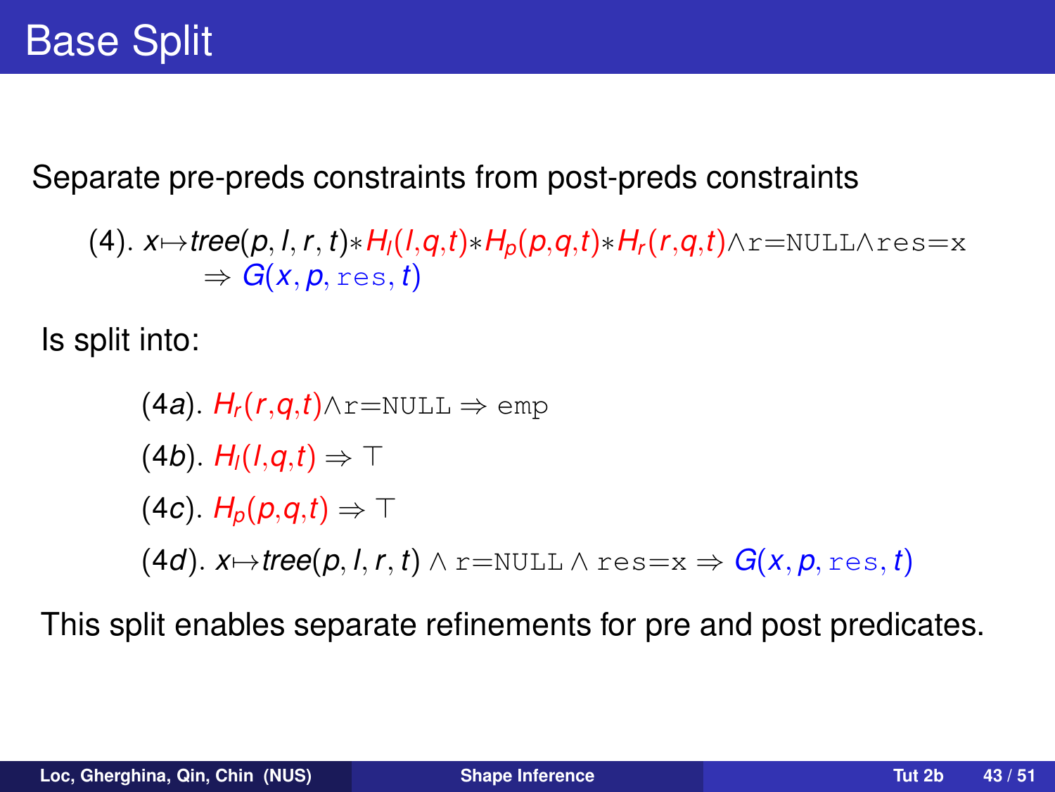# Base Split

Separate pre-preds constraints from post-preds constraints

$$(4).\ x{\mapsto}tree(p,l,r,t){*}H_l(l,q,t){*}H_p(p,q,t){*}H_r(r,q,t){\wedge}\texttt{r=NULL}{\wedge}\texttt{res=x} \Rightarrow G(x,p,\texttt{res},t)$$

Is split into:

$$(4a).\ H_r(r,q,t){\wedge}\texttt{r=NULL} \Rightarrow \texttt{emp}$$

$$(4b).\ H_l(l,q,t) \Rightarrow \top$$

$$(4c).\ H_p(p,q,t) \Rightarrow \top$$

$$(4d).\ x{\mapsto}tree(p,l,r,t) \wedge \texttt{r=NULL} \wedge \texttt{res=x} \Rightarrow G(x,p,\texttt{res},t)$$

This split enables separate refinements for pre and post predicates.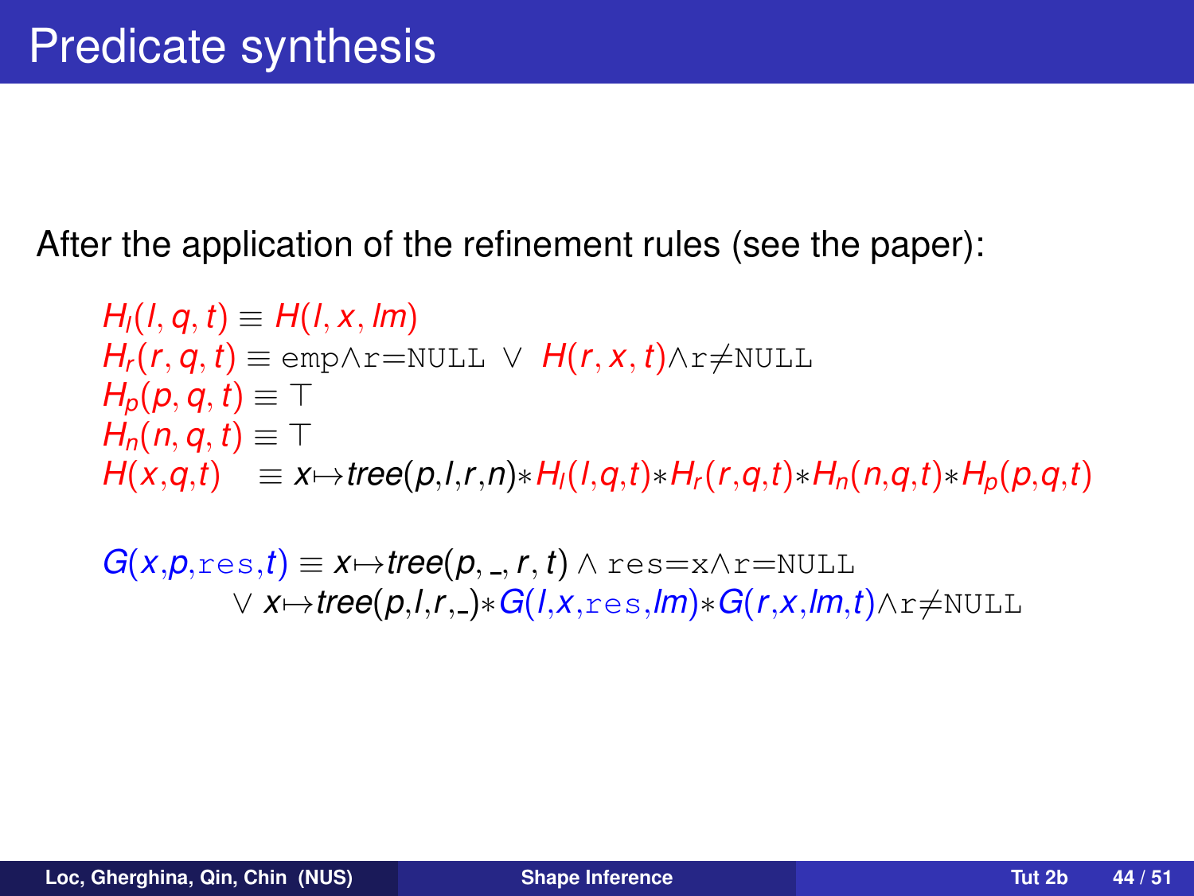# Predicate synthesis

After the application of the refinement rules (see the paper):

$$
\begin{array}{l}
H_l(l, q, t) \equiv H(l, x, lm) \\
H_r(r, q, t) \equiv \texttt{emp} \wedge \texttt{r=NULL} \ \vee \ H(r, x, t) \wedge \texttt{r} \neq \texttt{NULL} \\
H_p(p, q, t) \equiv \top \\
H_n(n, q, t) \equiv \top \\
H(x,q,t) \quad \equiv x \mapsto \textit{tree}(p,l,r,n) * H_l(l,q,t) * H_r(r,q,t) * H_n(n,q,t) * H_p(p,q,t)
\end{array}
$$

$$
\begin{array}{l}
G(x,p,\texttt{res},t) \equiv x \mapsto \textit{tree}(p, \_, r, t) \wedge \texttt{res=x} \wedge \texttt{r=NULL} \\
\qquad\qquad \vee \ x \mapsto \textit{tree}(p,l,r,\_) * G(l,x,\texttt{res},lm) * G(r,x,lm,t) \wedge \texttt{r} \neq \texttt{NULL}
\end{array}
$$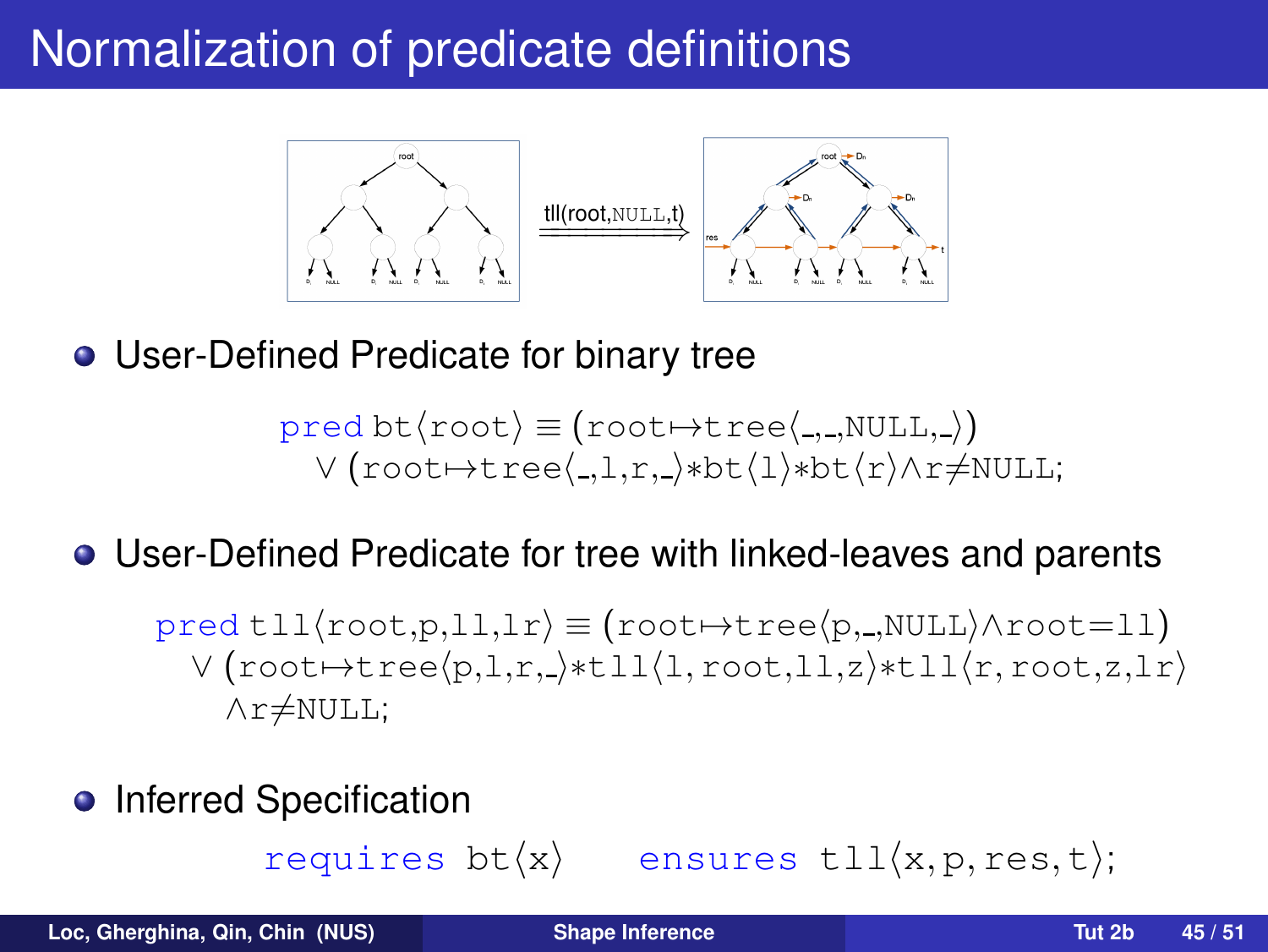# Normalization of predicate definitions

- User-Defined Predicate for binary tree

```
pred bt⟨root⟩ ≡ (root↦tree⟨_,_,NULL,_⟩)
  ∨ (root↦tree⟨_,l,r,_⟩*bt⟨l⟩*bt⟨r⟩∧r≠NULL;
```

- User-Defined Predicate for tree with linked-leaves and parents

```
pred tll⟨root,p,ll,lr⟩ ≡ (root↦tree⟨p,_,NULL⟩∧root=ll)
  ∨ (root↦tree⟨p,l,r,_⟩*tll⟨l, root,ll,z⟩*tll⟨r, root,z,lr⟩
    ∧r≠NULL;
```

- Inferred Specification

```
requires bt⟨x⟩    ensures tll⟨x,p, res, t⟩;
```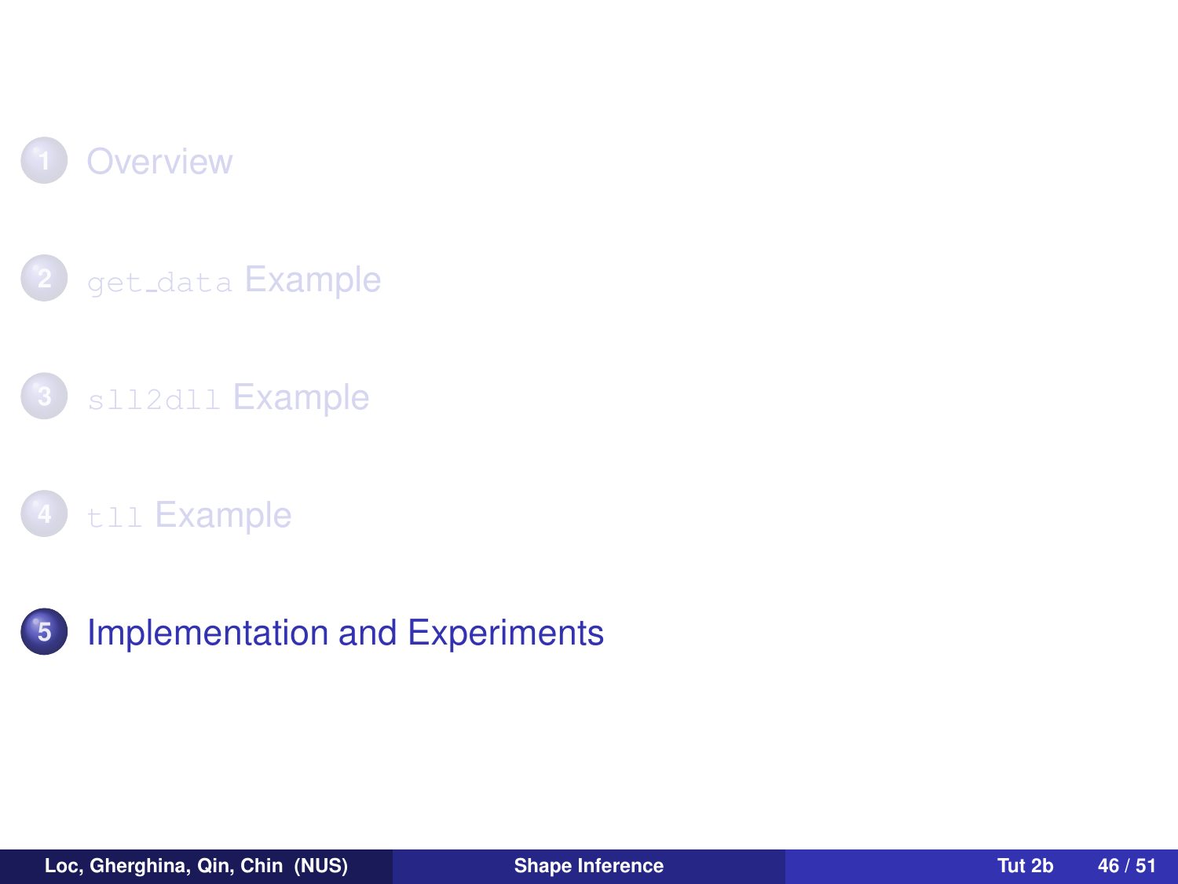1. Overview
2. `get_data` Example
3. `sll2dll` Example
4. `tll` Example
5. Implementation and Experiments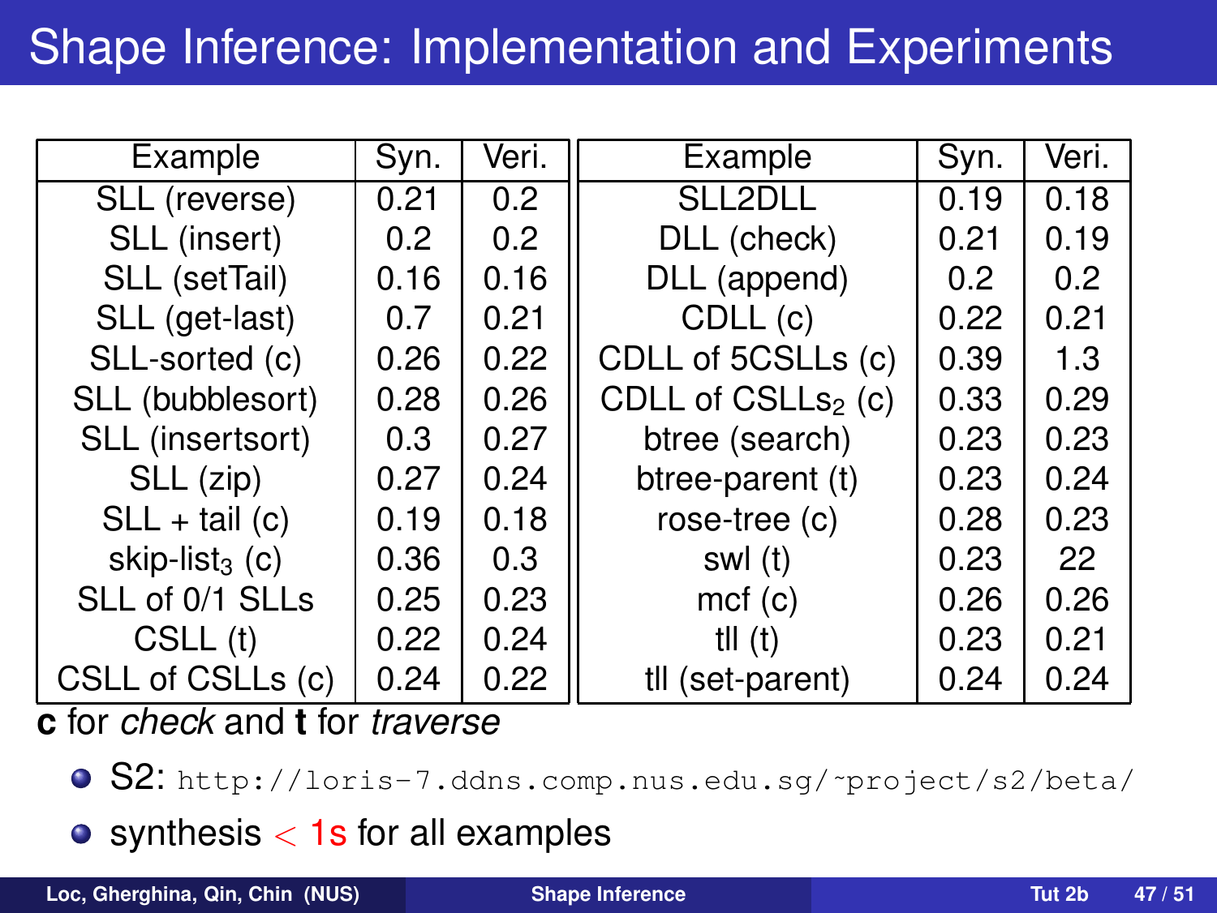# Shape Inference: Implementation and Experiments

| Example | Syn. | Veri. | Example | Syn. | Veri. |
|---|---|---|---|---|---|
| SLL (reverse) | 0.21 | 0.2 | SLL2DLL | 0.19 | 0.18 |
| SLL (insert) | 0.2 | 0.2 | DLL (check) | 0.21 | 0.19 |
| SLL (setTail) | 0.16 | 0.16 | DLL (append) | 0.2 | 0.2 |
| SLL (get-last) | 0.7 | 0.21 | CDLL (c) | 0.22 | 0.21 |
| SLL-sorted (c) | 0.26 | 0.22 | CDLL of 5CSLLs (c) | 0.39 | 1.3 |
| SLL (bubblesort) | 0.28 | 0.26 | CDLL of $CSLLs_2$ (c) | 0.33 | 0.29 |
| SLL (insertsort) | 0.3 | 0.27 | btree (search) | 0.23 | 0.23 |
| SLL (zip) | 0.27 | 0.24 | btree-parent (t) | 0.23 | 0.24 |
| SLL + tail (c) | 0.19 | 0.18 | rose-tree (c) | 0.28 | 0.23 |
| $skip\text{-}list_3$ (c) | 0.36 | 0.3 | swl (t) | 0.23 | 22 |
| SLL of 0/1 SLLs | 0.25 | 0.23 | mcf (c) | 0.26 | 0.26 |
| CSLL (t) | 0.22 | 0.24 | tll (t) | 0.23 | 0.21 |
| CSLL of CSLLs (c) | 0.24 | 0.22 | tll (set-parent) | 0.24 | 0.24 |

**c** for *check* and **t** for *traverse*

- S2: `http://loris-7.ddns.comp.nus.edu.sg/~project/s2/beta/`
- synthesis $<$ 1s for all examples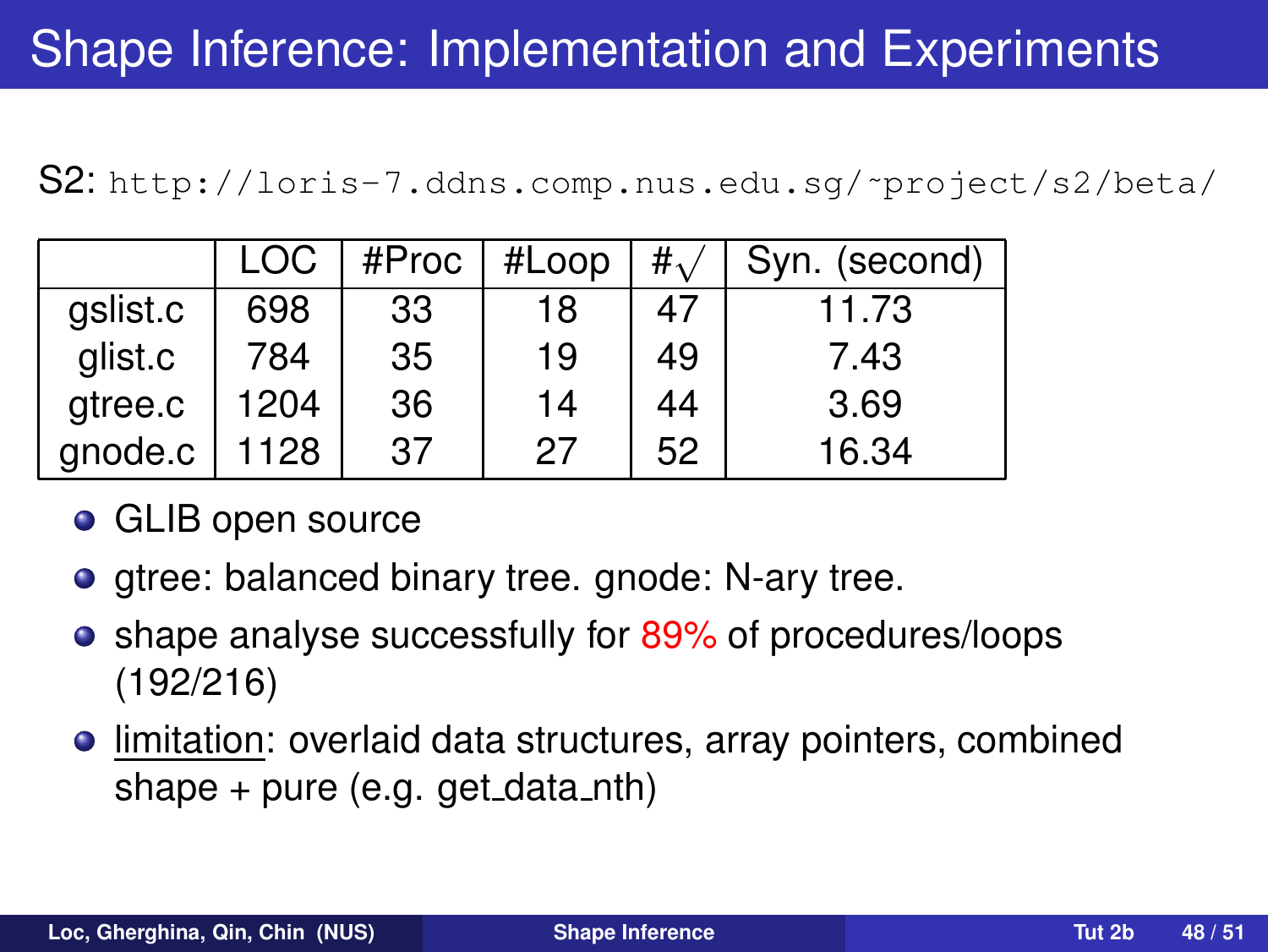# Shape Inference: Implementation and Experiments

S2: `http://loris-7.ddns.comp.nus.edu.sg/~project/s2/beta/`

| | LOC | #Proc | #Loop | #$\surd$ | Syn. (second) |
|---|---|---|---|---|---|
| gslist.c | 698 | 33 | 18 | 47 | 11.73 |
| glist.c | 784 | 35 | 19 | 49 | 7.43 |
| gtree.c | 1204 | 36 | 14 | 44 | 3.69 |
| gnode.c | 1128 | 37 | 27 | 52 | 16.34 |

- GLIB open source
- gtree: balanced binary tree. gnode: N-ary tree.
- shape analyse successfully for 89% of procedures/loops (192/216)
- limitation: overlaid data structures, array pointers, combined shape + pure (e.g. get_data_nth)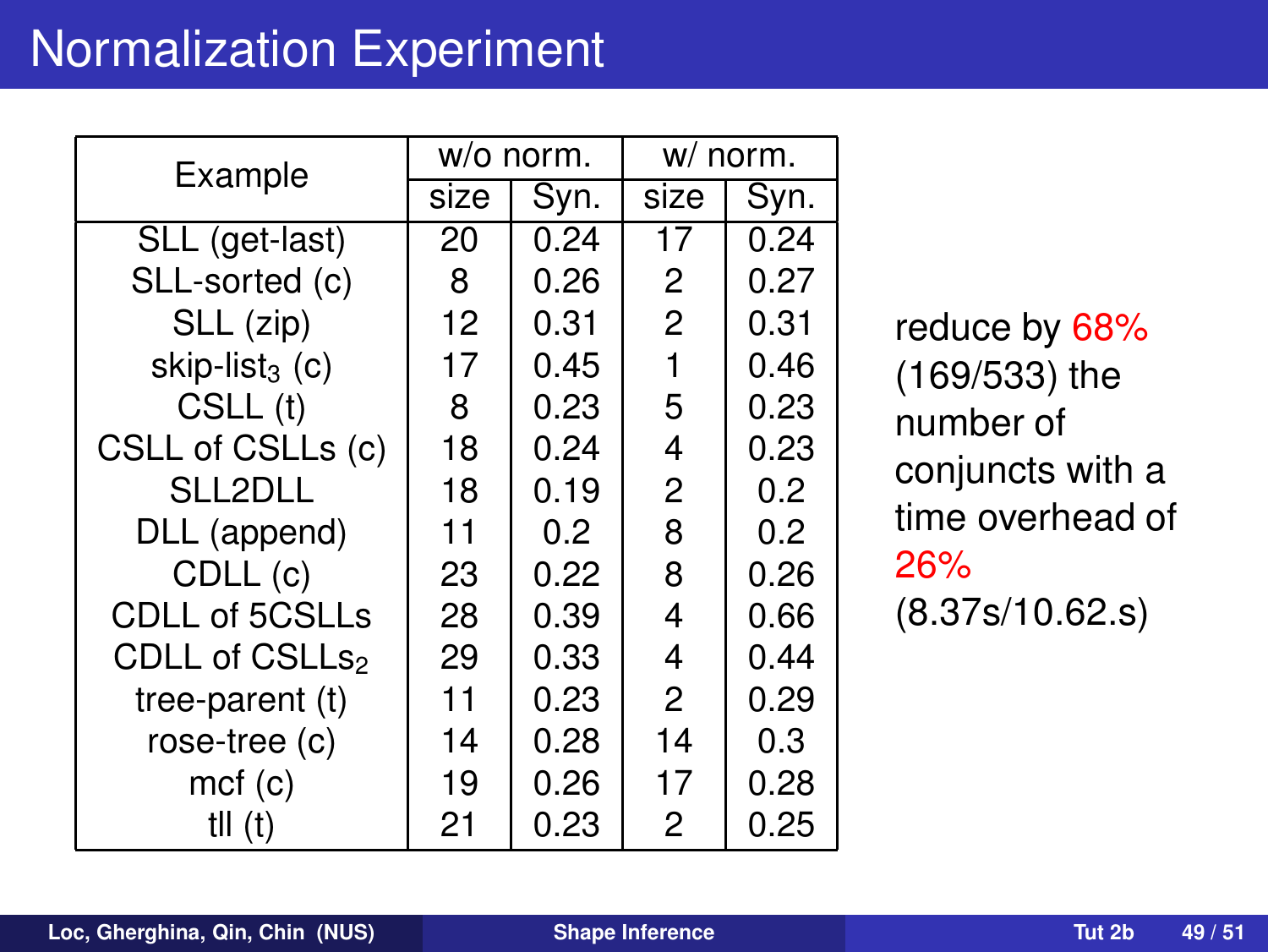# Normalization Experiment

| Example | w/o norm. | | w/ norm. | |
|---|---|---|---|---|
| | size | Syn. | size | Syn. |
| SLL (get-last) | 20 | 0.24 | 17 | 0.24 |
| SLL-sorted (c) | 8 | 0.26 | 2 | 0.27 |
| SLL (zip) | 12 | 0.31 | 2 | 0.31 |
| skip-list$_3$ (c) | 17 | 0.45 | 1 | 0.46 |
| CSLL (t) | 8 | 0.23 | 5 | 0.23 |
| CSLL of CSLLs (c) | 18 | 0.24 | 4 | 0.23 |
| SLL2DLL | 18 | 0.19 | 2 | 0.2 |
| DLL (append) | 11 | 0.2 | 8 | 0.2 |
| CDLL (c) | 23 | 0.22 | 8 | 0.26 |
| CDLL of 5CSLLs | 28 | 0.39 | 4 | 0.66 |
| CDLL of CSLLs$_2$ | 29 | 0.33 | 4 | 0.44 |
| tree-parent (t) | 11 | 0.23 | 2 | 0.29 |
| rose-tree (c) | 14 | 0.28 | 14 | 0.3 |
| mcf (c) | 19 | 0.26 | 17 | 0.28 |
| tll (t) | 21 | 0.23 | 2 | 0.25 |

reduce by 68% (169/533) the number of conjuncts with a time overhead of 26% (8.37s/10.62.s)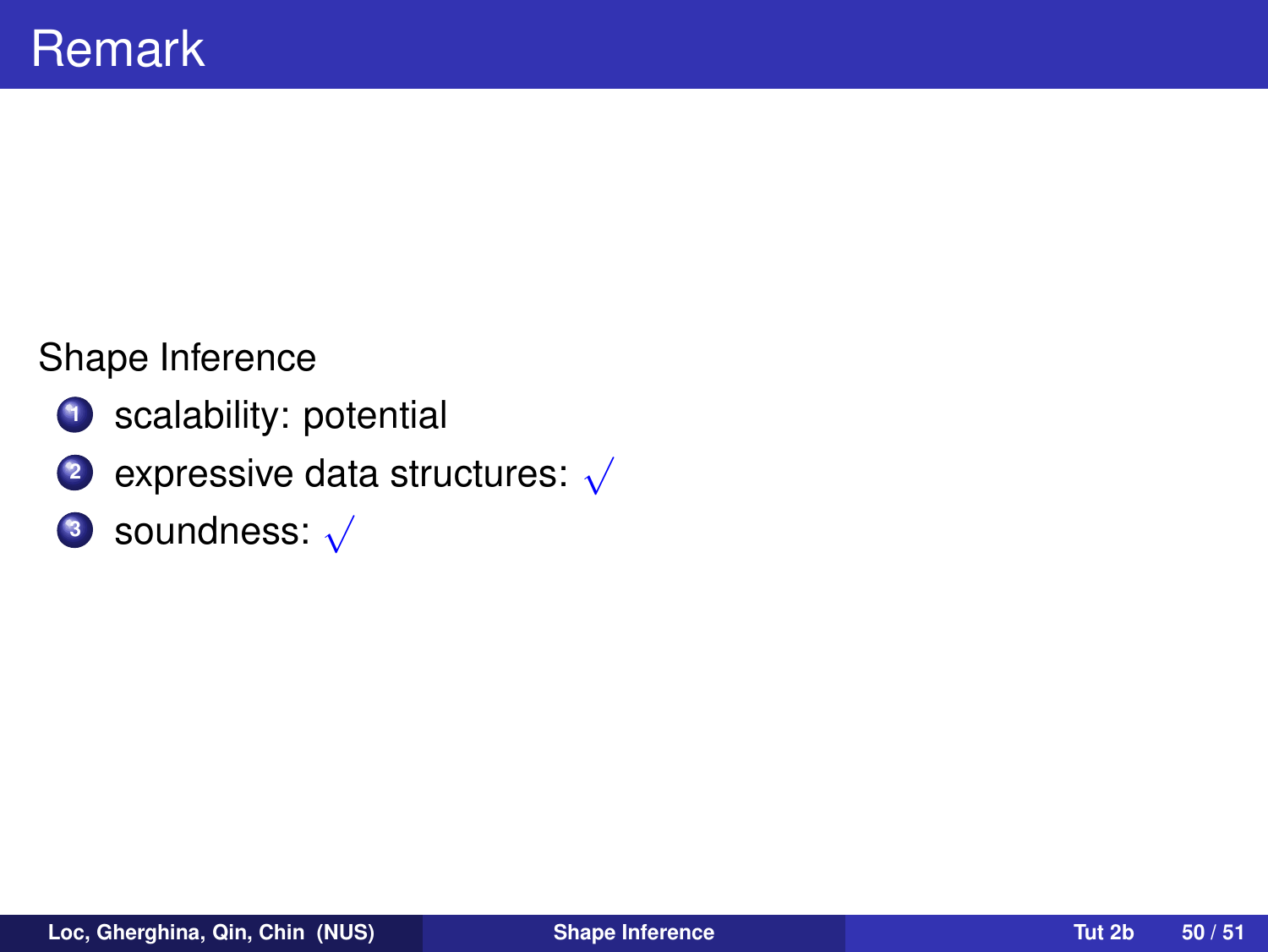# Remark

Shape Inference

1. scalability: potential
2. expressive data structures: $\surd$
3. soundness: $\surd$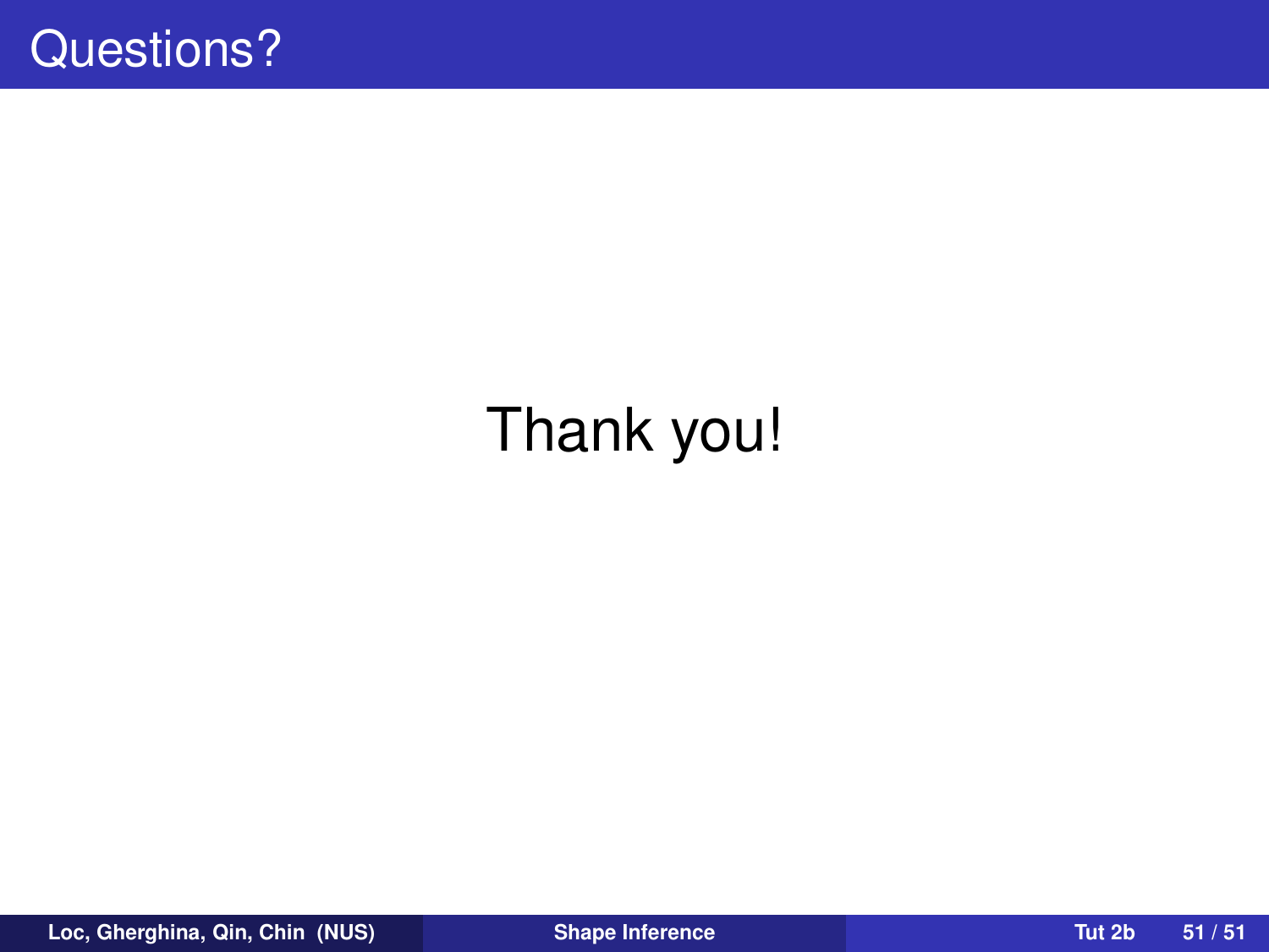# Questions?

Thank you!